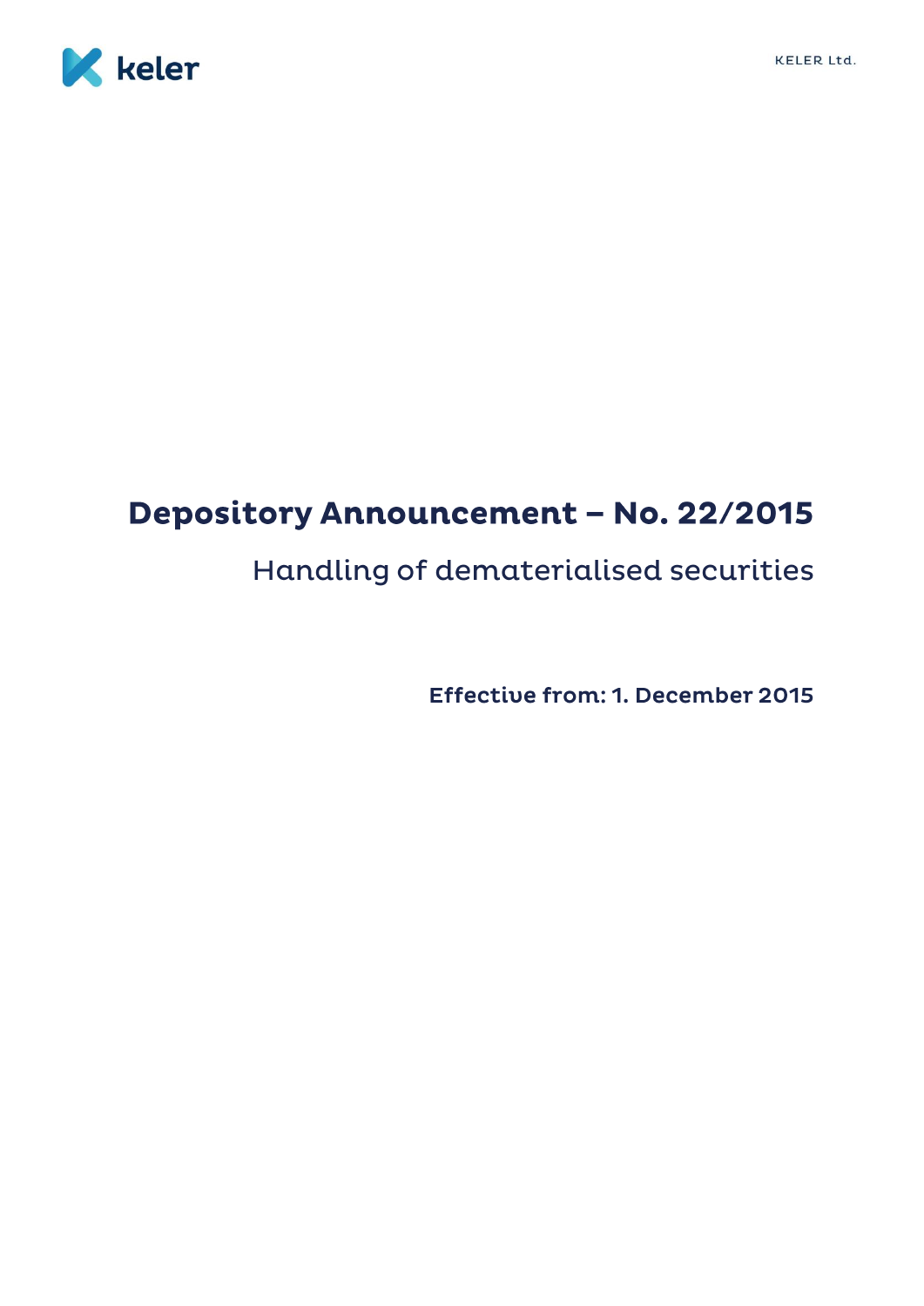# Depository Announcement – No. 22/2015

## Handling of dematerialised securities

**Effective from: 1. December 2015**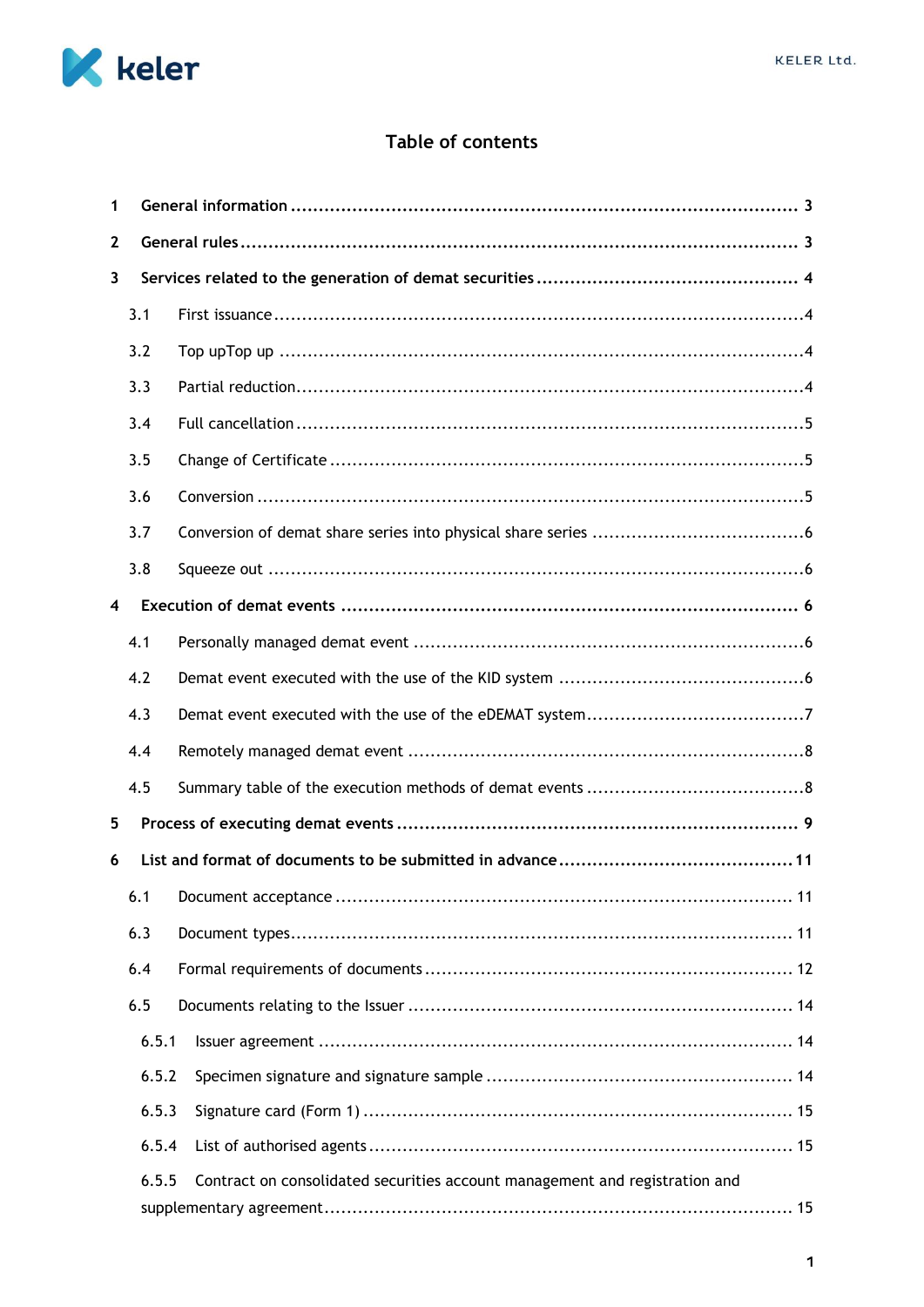# Table of contents

1 General information ........................................................................................ 3

2 General rules ................................................................................................... 3

3 Services related to the generation of demat securities ............................................. 4

- 3.1 First issuance ............................................................................................4
- 3.2 Top upTop up ...........................................................................................4
- 3.3 Partial reduction.........................................................................................4
- 3.4 Full cancellation ........................................................................................5
- 3.5 Change of Certificate ...................................................................................5
- 3.6 Conversion ................................................................................................5
- 3.7 Conversion of demat share series into physical share series .....................................6
- 3.8 Squeeze out ..............................................................................................6

4 Execution of demat events ................................................................................ 6

- 4.1 Personally managed demat event ....................................................................6
- 4.2 Demat event executed with the use of the KID system ..........................................6
- 4.3 Demat event executed with the use of the eDEMAT system.....................................7
- 4.4 Remotely managed demat event ....................................................................8
- 4.5 Summary table of the execution methods of demat events .....................................8

5 Process of executing demat events ...................................................................... 9

6 List and format of documents to be submitted in advance .........................................11

- 6.1 Document acceptance ................................................................................ 11
- 6.3 Document types........................................................................................ 11
- 6.4 Formal requirements of documents ................................................................ 12
- 6.5 Documents relating to the Issuer ................................................................... 14
  - 6.5.1 Issuer agreement .................................................................................. 14
  - 6.5.2 Specimen signature and signature sample ..................................................... 14
  - 6.5.3 Signature card (Form 1) ........................................................................... 15
  - 6.5.4 List of authorised agents .......................................................................... 15
  - 6.5.5 Contract on consolidated securities account management and registration and supplementary agreement.................................................................................. 15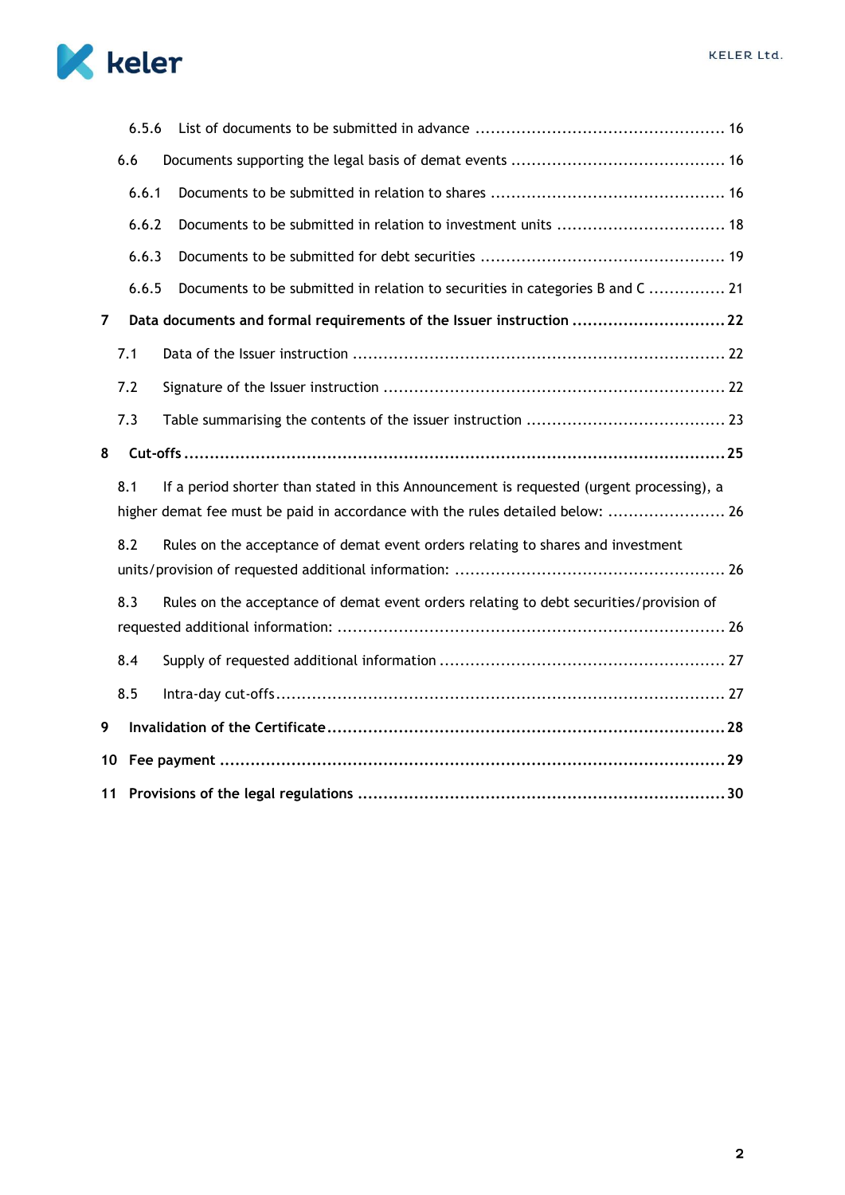6.5.6 List of documents to be submitted in advance ................................................ 16

6.6 Documents supporting the legal basis of demat events ......................................... 16

6.6.1 Documents to be submitted in relation to shares ............................................. 16

6.6.2 Documents to be submitted in relation to investment units ................................ 18

6.6.3 Documents to be submitted for debt securities ............................................... 19

6.6.5 Documents to be submitted in relation to securities in categories B and C ............... 21

**7 Data documents and formal requirements of the Issuer instruction .............................. 22**

7.1 Data of the Issuer instruction ........................................................................ 22

7.2 Signature of the Issuer instruction .................................................................. 22

7.3 Table summarising the contents of the issuer instruction ...................................... 23

**8 Cut-offs ........................................................................................................ 25**

8.1 If a period shorter than stated in this Announcement is requested (urgent processing), a higher demat fee must be paid in accordance with the rules detailed below: ....................... 26

8.2 Rules on the acceptance of demat event orders relating to shares and investment units/provision of requested additional information: .................................................... 26

8.3 Rules on the acceptance of demat event orders relating to debt securities/provision of requested additional information: .......................................................................... 26

8.4 Supply of requested additional information ....................................................... 27

8.5 Intra-day cut-offs ...................................................................................... 27

**9 Invalidation of the Certificate ........................................................................... 28**

**10 Fee payment ................................................................................................ 29**

**11 Provisions of the legal regulations ..................................................................... 30**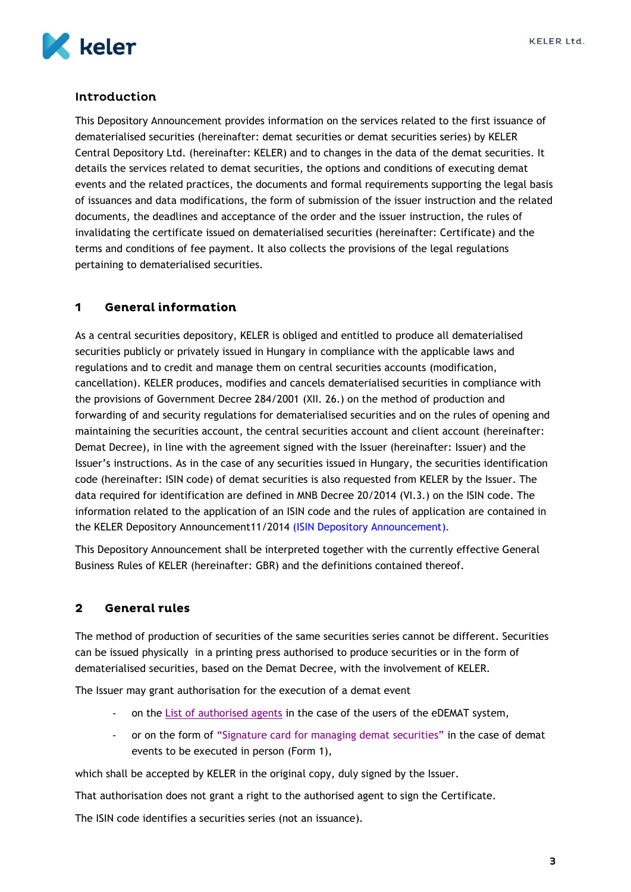## Introduction

This Depository Announcement provides information on the services related to the first issuance of dematerialised securities (hereinafter: demat securities or demat securities series) by KELER Central Depository Ltd. (hereinafter: KELER) and to changes in the data of the demat securities. It details the services related to demat securities, the options and conditions of executing demat events and the related practices, the documents and formal requirements supporting the legal basis of issuances and data modifications, the form of submission of the issuer instruction and the related documents, the deadlines and acceptance of the order and the issuer instruction, the rules of invalidating the certificate issued on dematerialised securities (hereinafter: Certificate) and the terms and conditions of fee payment. It also collects the provisions of the legal regulations pertaining to dematerialised securities.

## 1 General information

As a central securities depository, KELER is obliged and entitled to produce all dematerialised securities publicly or privately issued in Hungary in compliance with the applicable laws and regulations and to credit and manage them on central securities accounts (modification, cancellation). KELER produces, modifies and cancels dematerialised securities in compliance with the provisions of Government Decree 284/2001 (XII. 26.) on the method of production and forwarding of and security regulations for dematerialised securities and on the rules of opening and maintaining the securities account, the central securities account and client account (hereinafter: Demat Decree), in line with the agreement signed with the Issuer (hereinafter: Issuer) and the Issuer's instructions. As in the case of any securities issued in Hungary, the securities identification code (hereinafter: ISIN code) of demat securities is also requested from KELER by the Issuer. The data required for identification are defined in MNB Decree 20/2014 (VI.3.) on the ISIN code. The information related to the application of an ISIN code and the rules of application are contained in the KELER Depository Announcement11/2014 (ISIN Depository Announcement).

This Depository Announcement shall be interpreted together with the currently effective General Business Rules of KELER (hereinafter: GBR) and the definitions contained thereof.

## 2 General rules

The method of production of securities of the same securities series cannot be different. Securities can be issued physically in a printing press authorised to produce securities or in the form of dematerialised securities, based on the Demat Decree, with the involvement of KELER.

The Issuer may grant authorisation for the execution of a demat event

- on the List of authorised agents in the case of the users of the eDEMAT system,
- or on the form of "Signature card for managing demat securities" in the case of demat events to be executed in person (Form 1),

which shall be accepted by KELER in the original copy, duly signed by the Issuer.

That authorisation does not grant a right to the authorised agent to sign the Certificate.

The ISIN code identifies a securities series (not an issuance).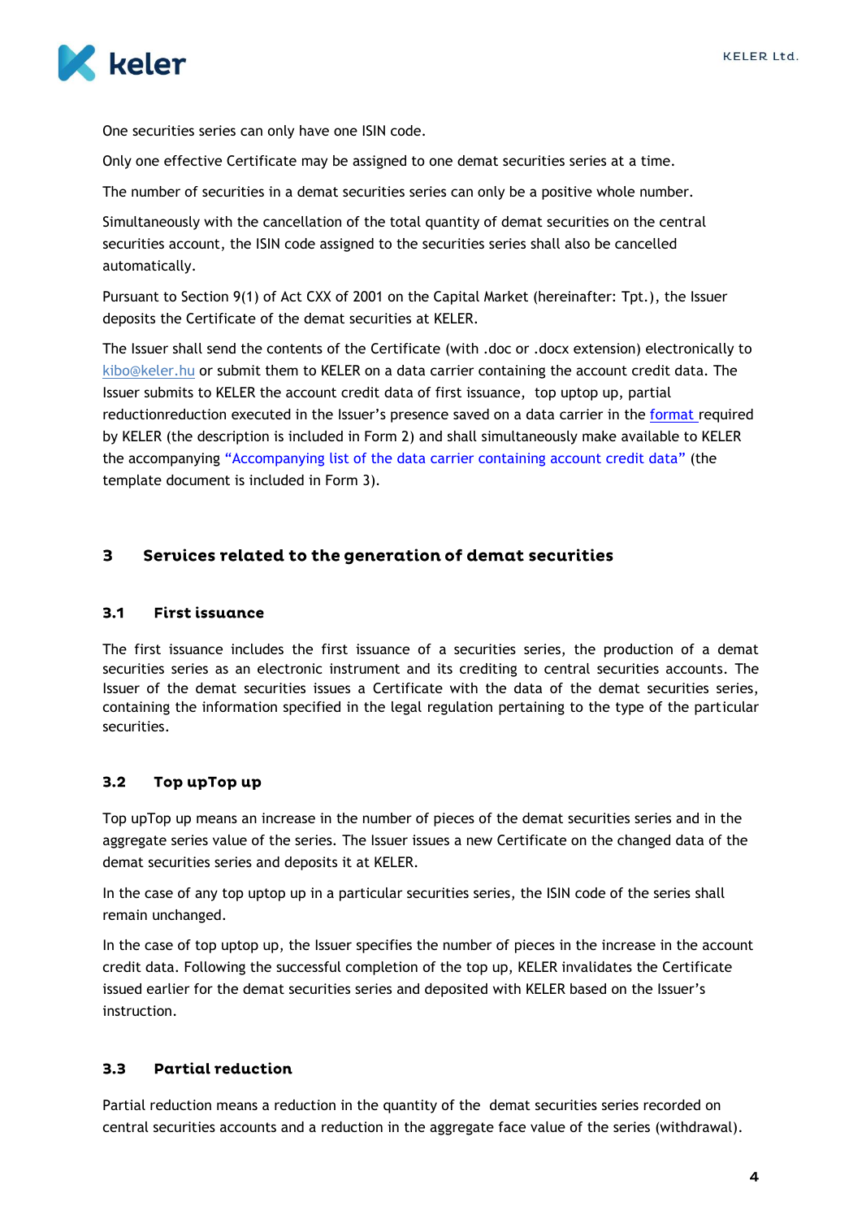One securities series can only have one ISIN code.

Only one effective Certificate may be assigned to one demat securities series at a time.

The number of securities in a demat securities series can only be a positive whole number.

Simultaneously with the cancellation of the total quantity of demat securities on the central securities account, the ISIN code assigned to the securities series shall also be cancelled automatically.

Pursuant to Section 9(1) of Act CXX of 2001 on the Capital Market (hereinafter: Tpt.), the Issuer deposits the Certificate of the demat securities at KELER.

The Issuer shall send the contents of the Certificate (with .doc or .docx extension) electronically to kibo@keler.hu or submit them to KELER on a data carrier containing the account credit data. The Issuer submits to KELER the account credit data of first issuance, top uptop up, partial reductionreduction executed in the Issuer's presence saved on a data carrier in the format required by KELER (the description is included in Form 2) and shall simultaneously make available to KELER the accompanying "Accompanying list of the data carrier containing account credit data" (the template document is included in Form 3).

## 3 Services related to the generation of demat securities

### 3.1 First issuance

The first issuance includes the first issuance of a securities series, the production of a demat securities series as an electronic instrument and its crediting to central securities accounts. The Issuer of the demat securities issues a Certificate with the data of the demat securities series, containing the information specified in the legal regulation pertaining to the type of the particular securities.

### 3.2 Top upTop up

Top upTop up means an increase in the number of pieces of the demat securities series and in the aggregate series value of the series. The Issuer issues a new Certificate on the changed data of the demat securities series and deposits it at KELER.

In the case of any top uptop up in a particular securities series, the ISIN code of the series shall remain unchanged.

In the case of top uptop up, the Issuer specifies the number of pieces in the increase in the account credit data. Following the successful completion of the top up, KELER invalidates the Certificate issued earlier for the demat securities series and deposited with KELER based on the Issuer's instruction.

### 3.3 Partial reduction

Partial reduction means a reduction in the quantity of the demat securities series recorded on central securities accounts and a reduction in the aggregate face value of the series (withdrawal).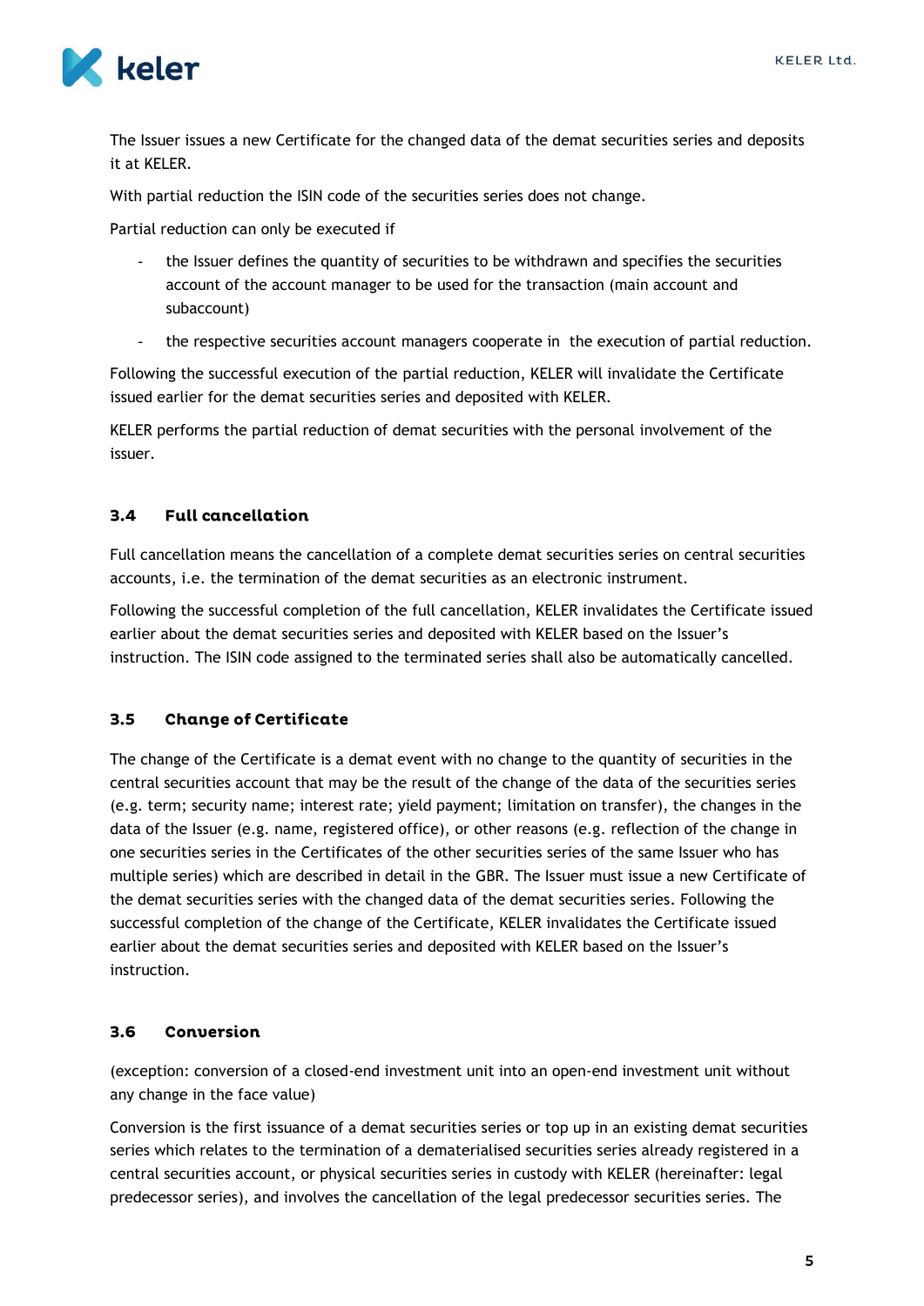The Issuer issues a new Certificate for the changed data of the demat securities series and deposits it at KELER.

With partial reduction the ISIN code of the securities series does not change.

Partial reduction can only be executed if

- the Issuer defines the quantity of securities to be withdrawn and specifies the securities account of the account manager to be used for the transaction (main account and subaccount)
- the respective securities account managers cooperate in the execution of partial reduction.

Following the successful execution of the partial reduction, KELER will invalidate the Certificate issued earlier for the demat securities series and deposited with KELER.

KELER performs the partial reduction of demat securities with the personal involvement of the issuer.

### 3.4 Full cancellation

Full cancellation means the cancellation of a complete demat securities series on central securities accounts, i.e. the termination of the demat securities as an electronic instrument.

Following the successful completion of the full cancellation, KELER invalidates the Certificate issued earlier about the demat securities series and deposited with KELER based on the Issuer's instruction. The ISIN code assigned to the terminated series shall also be automatically cancelled.

### 3.5 Change of Certificate

The change of the Certificate is a demat event with no change to the quantity of securities in the central securities account that may be the result of the change of the data of the securities series (e.g. term; security name; interest rate; yield payment; limitation on transfer), the changes in the data of the Issuer (e.g. name, registered office), or other reasons (e.g. reflection of the change in one securities series in the Certificates of the other securities series of the same Issuer who has multiple series) which are described in detail in the GBR. The Issuer must issue a new Certificate of the demat securities series with the changed data of the demat securities series. Following the successful completion of the change of the Certificate, KELER invalidates the Certificate issued earlier about the demat securities series and deposited with KELER based on the Issuer's instruction.

### 3.6 Conversion

(exception: conversion of a closed-end investment unit into an open-end investment unit without any change in the face value)

Conversion is the first issuance of a demat securities series or top up in an existing demat securities series which relates to the termination of a dematerialised securities series already registered in a central securities account, or physical securities series in custody with KELER (hereinafter: legal predecessor series), and involves the cancellation of the legal predecessor securities series. The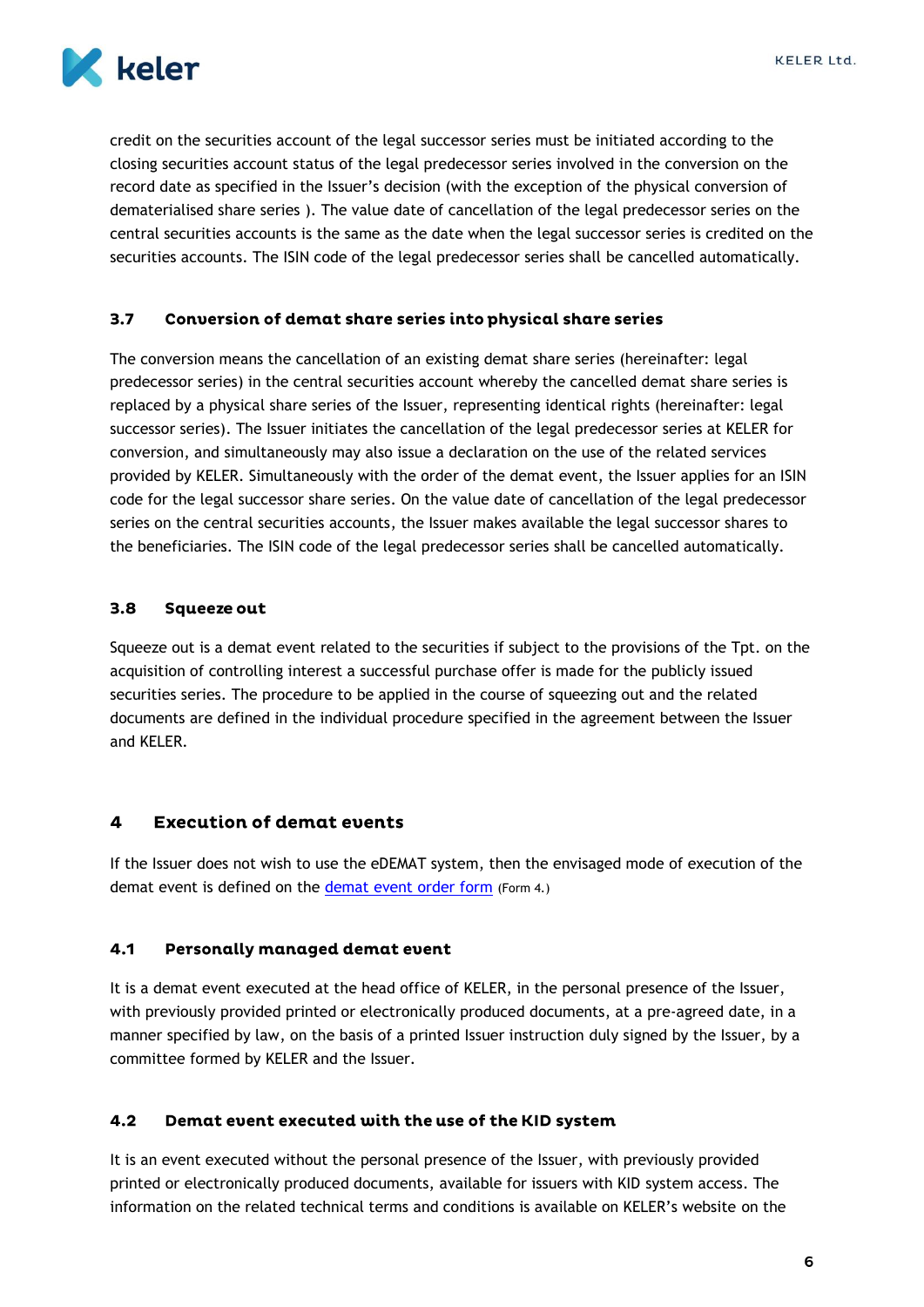credit on the securities account of the legal successor series must be initiated according to the closing securities account status of the legal predecessor series involved in the conversion on the record date as specified in the Issuer's decision (with the exception of the physical conversion of dematerialised share series ). The value date of cancellation of the legal predecessor series on the central securities accounts is the same as the date when the legal successor series is credited on the securities accounts. The ISIN code of the legal predecessor series shall be cancelled automatically.

### 3.7 Conversion of demat share series into physical share series

The conversion means the cancellation of an existing demat share series (hereinafter: legal predecessor series) in the central securities account whereby the cancelled demat share series is replaced by a physical share series of the Issuer, representing identical rights (hereinafter: legal successor series). The Issuer initiates the cancellation of the legal predecessor series at KELER for conversion, and simultaneously may also issue a declaration on the use of the related services provided by KELER. Simultaneously with the order of the demat event, the Issuer applies for an ISIN code for the legal successor share series. On the value date of cancellation of the legal predecessor series on the central securities accounts, the Issuer makes available the legal successor shares to the beneficiaries. The ISIN code of the legal predecessor series shall be cancelled automatically.

### 3.8 Squeeze out

Squeeze out is a demat event related to the securities if subject to the provisions of the Tpt. on the acquisition of controlling interest a successful purchase offer is made for the publicly issued securities series. The procedure to be applied in the course of squeezing out and the related documents are defined in the individual procedure specified in the agreement between the Issuer and KELER.

## 4 Execution of demat events

If the Issuer does not wish to use the eDEMAT system, then the envisaged mode of execution of the demat event is defined on the demat event order form (Form 4.)

### 4.1 Personally managed demat event

It is a demat event executed at the head office of KELER, in the personal presence of the Issuer, with previously provided printed or electronically produced documents, at a pre-agreed date, in a manner specified by law, on the basis of a printed Issuer instruction duly signed by the Issuer, by a committee formed by KELER and the Issuer.

### 4.2 Demat event executed with the use of the KID system

It is an event executed without the personal presence of the Issuer, with previously provided printed or electronically produced documents, available for issuers with KID system access. The information on the related technical terms and conditions is available on KELER's website on the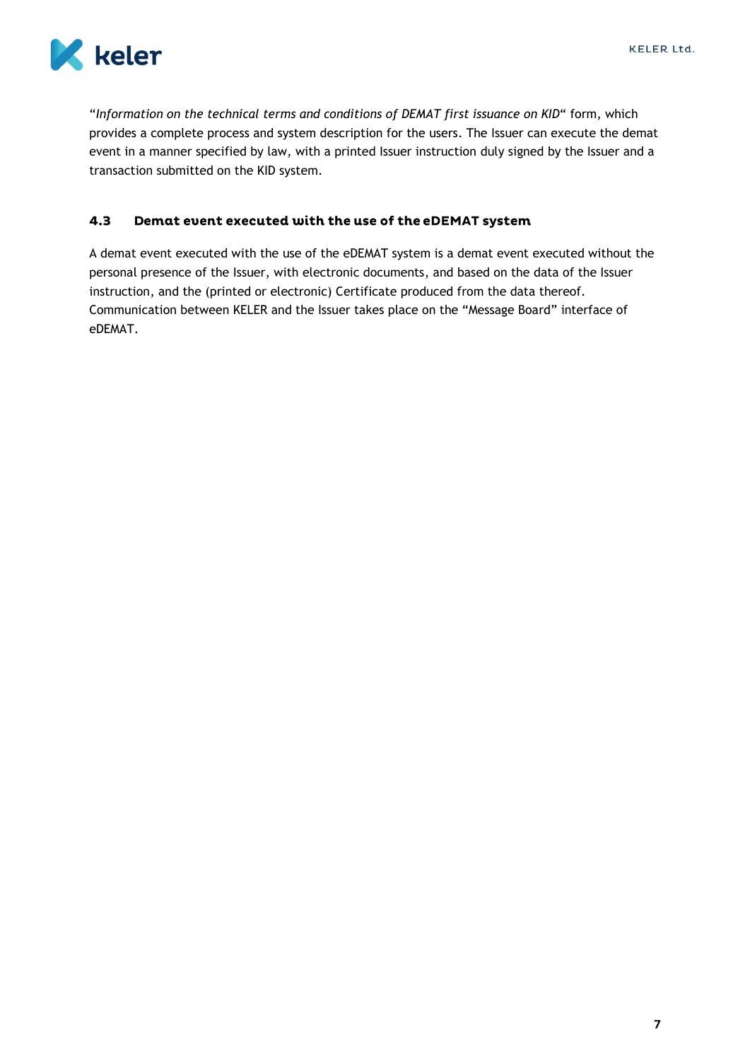"*Information on the technical terms and conditions of DEMAT first issuance on KID*" form, which provides a complete process and system description for the users. The Issuer can execute the demat event in a manner specified by law, with a printed Issuer instruction duly signed by the Issuer and a transaction submitted on the KID system.

### 4.3 Demat event executed with the use of the eDEMAT system

A demat event executed with the use of the eDEMAT system is a demat event executed without the personal presence of the Issuer, with electronic documents, and based on the data of the Issuer instruction, and the (printed or electronic) Certificate produced from the data thereof. Communication between KELER and the Issuer takes place on the "Message Board" interface of eDEMAT.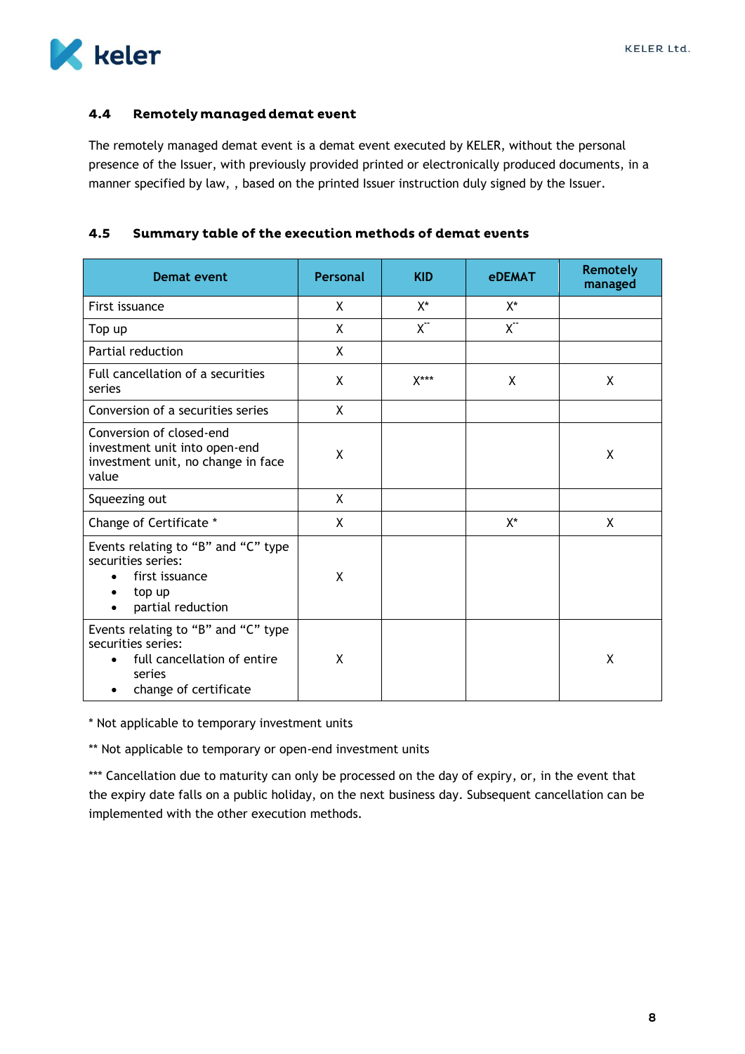### 4.4 Remotely managed demat event

The remotely managed demat event is a demat event executed by KELER, without the personal presence of the Issuer, with previously provided printed or electronically produced documents, in a manner specified by law, , based on the printed Issuer instruction duly signed by the Issuer.

### 4.5 Summary table of the execution methods of demat events

| Demat event | Personal | KID | eDEMAT | Remotely managed |
|---|---|---|---|---|
| First issuance | X | X* | X* | |
| Top up | X | X** | X** | |
| Partial reduction | X | | | |
| Full cancellation of a securities series | X | X*** | X | X |
| Conversion of a securities series | X | | | |
| Conversion of closed-end investment unit into open-end investment unit, no change in face value | X | | | X |
| Squeezing out | X | | | |
| Change of Certificate * | X | | X* | X |
| Events relating to "B" and "C" type securities series:<br>• first issuance<br>• top up<br>• partial reduction | X | | | |
| Events relating to "B" and "C" type securities series:<br>• full cancellation of entire series<br>• change of certificate | X | | | X |

\* Not applicable to temporary investment units

** Not applicable to temporary or open-end investment units

*** Cancellation due to maturity can only be processed on the day of expiry, or, in the event that the expiry date falls on a public holiday, on the next business day. Subsequent cancellation can be implemented with the other execution methods.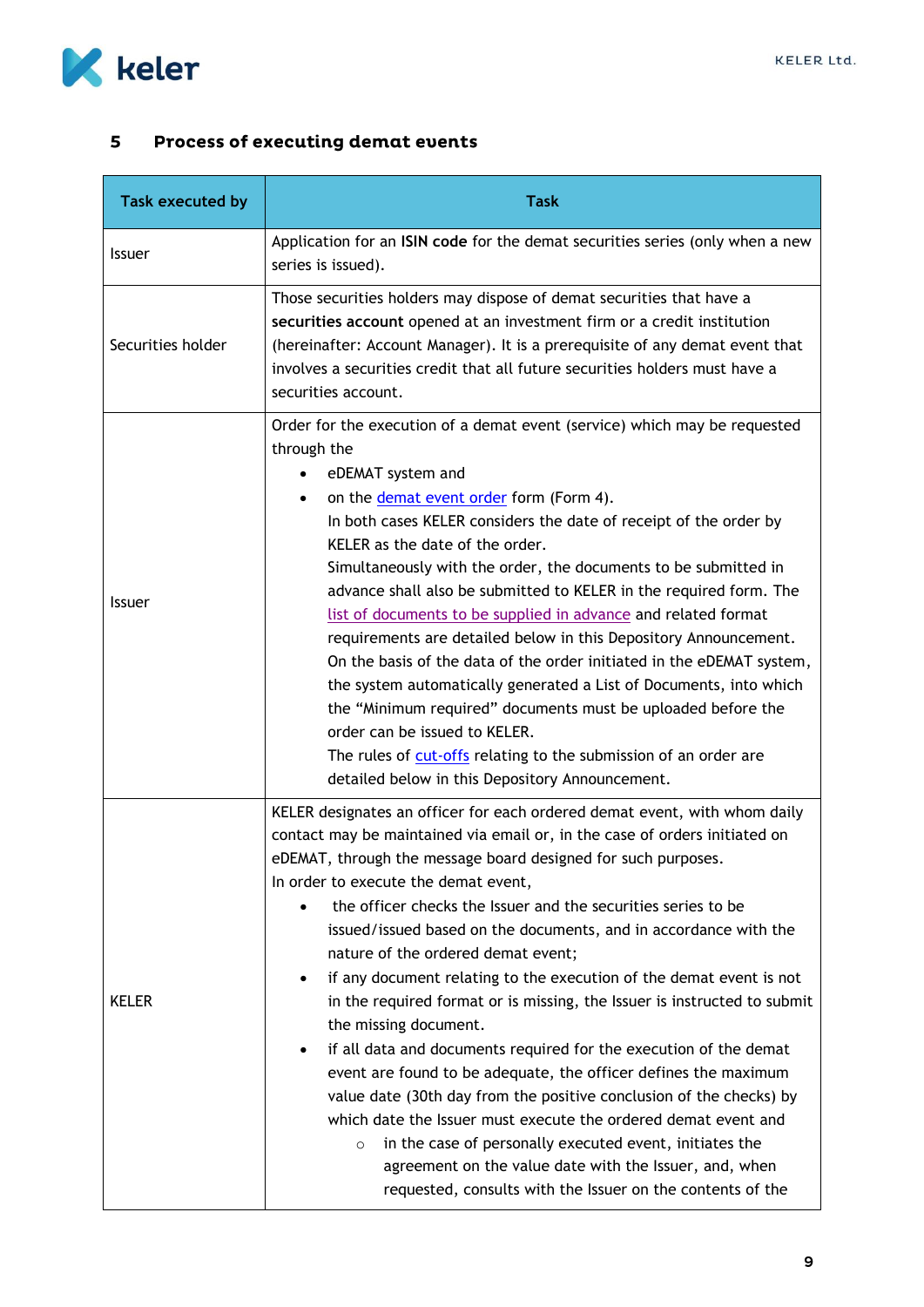## 5 Process of executing demat events

| Task executed by | Task |
|---|---|
| Issuer | Application for an **ISIN code** for the demat securities series (only when a new series is issued). |
| Securities holder | Those securities holders may dispose of demat securities that have a **securities account** opened at an investment firm or a credit institution (hereinafter: Account Manager). It is a prerequisite of any demat event that involves a securities credit that all future securities holders must have a securities account. |
| Issuer | Order for the execution of a demat event (service) which may be requested through the <br>• eDEMAT system and <br>• on the demat event order form (Form 4). <br>In both cases KELER considers the date of receipt of the order by KELER as the date of the order. <br>Simultaneously with the order, the documents to be submitted in advance shall also be submitted to KELER in the required form. The list of documents to be supplied in advance and related format requirements are detailed below in this Depository Announcement. <br>On the basis of the data of the order initiated in the eDEMAT system, the system automatically generated a List of Documents, into which the "Minimum required" documents must be uploaded before the order can be issued to KELER. <br>The rules of cut-offs relating to the submission of an order are detailed below in this Depository Announcement. |
| KELER | KELER designates an officer for each ordered demat event, with whom daily contact may be maintained via email or, in the case of orders initiated on eDEMAT, through the message board designed for such purposes. <br>In order to execute the demat event, <br>• the officer checks the Issuer and the securities series to be issued/issued based on the documents, and in accordance with the nature of the ordered demat event; <br>• if any document relating to the execution of the demat event is not in the required format or is missing, the Issuer is instructed to submit the missing document. <br>• if all data and documents required for the execution of the demat event are found to be adequate, the officer defines the maximum value date (30th day from the positive conclusion of the checks) by which date the Issuer must execute the ordered demat event and <br>&nbsp;&nbsp;&nbsp;&nbsp;○ in the case of personally executed event, initiates the agreement on the value date with the Issuer, and, when requested, consults with the Issuer on the contents of the |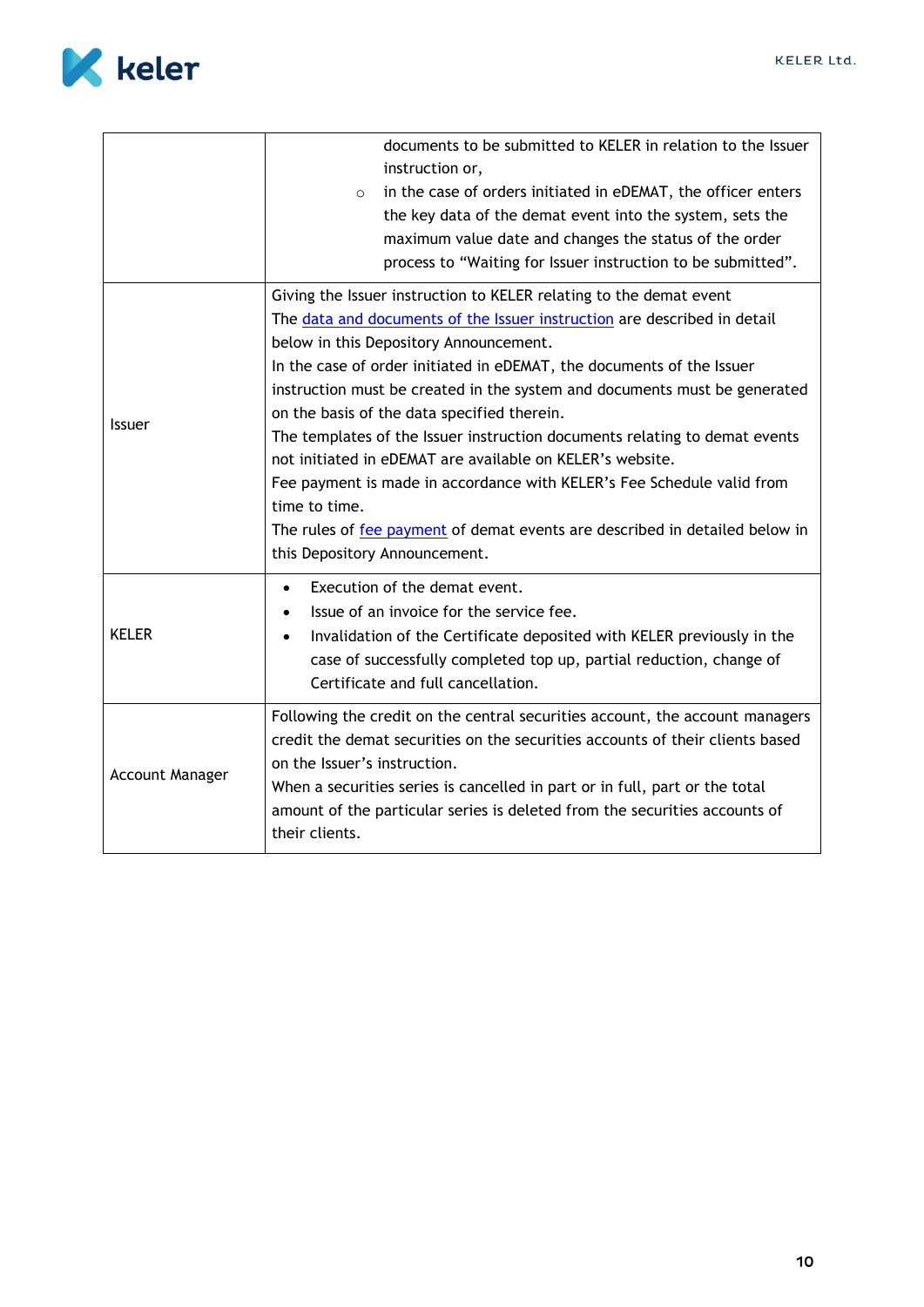| | |
|---|---|
| | documents to be submitted to KELER in relation to the Issuer instruction or,<br>◦ in the case of orders initiated in eDEMAT, the officer enters the key data of the demat event into the system, sets the maximum value date and changes the status of the order process to “Waiting for Issuer instruction to be submitted”. |
| Issuer | Giving the Issuer instruction to KELER relating to the demat event<br>The data and documents of the Issuer instruction are described in detail below in this Depository Announcement.<br>In the case of order initiated in eDEMAT, the documents of the Issuer instruction must be created in the system and documents must be generated on the basis of the data specified therein.<br>The templates of the Issuer instruction documents relating to demat events not initiated in eDEMAT are available on KELER’s website.<br>Fee payment is made in accordance with KELER’s Fee Schedule valid from time to time.<br>The rules of fee payment of demat events are described in detailed below in this Depository Announcement. |
| KELER | • Execution of the demat event.<br>• Issue of an invoice for the service fee.<br>• Invalidation of the Certificate deposited with KELER previously in the case of successfully completed top up, partial reduction, change of Certificate and full cancellation. |
| Account Manager | Following the credit on the central securities account, the account managers credit the demat securities on the securities accounts of their clients based on the Issuer’s instruction.<br>When a securities series is cancelled in part or in full, part or the total amount of the particular series is deleted from the securities accounts of their clients. |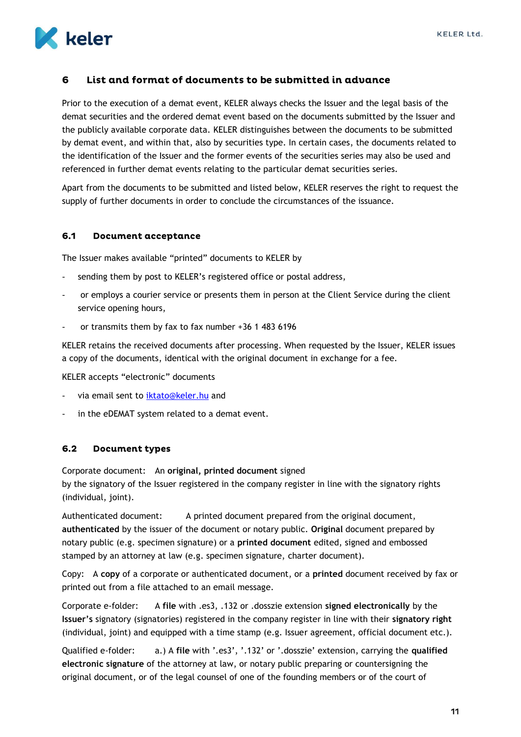## 6 List and format of documents to be submitted in advance

Prior to the execution of a demat event, KELER always checks the Issuer and the legal basis of the demat securities and the ordered demat event based on the documents submitted by the Issuer and the publicly available corporate data. KELER distinguishes between the documents to be submitted by demat event, and within that, also by securities type. In certain cases, the documents related to the identification of the Issuer and the former events of the securities series may also be used and referenced in further demat events relating to the particular demat securities series.

Apart from the documents to be submitted and listed below, KELER reserves the right to request the supply of further documents in order to conclude the circumstances of the issuance.

### 6.1 Document acceptance

The Issuer makes available "printed" documents to KELER by

- sending them by post to KELER's registered office or postal address,
- or employs a courier service or presents them in person at the Client Service during the client service opening hours,
- or transmits them by fax to fax number +36 1 483 6196

KELER retains the received documents after processing. When requested by the Issuer, KELER issues a copy of the documents, identical with the original document in exchange for a fee.

KELER accepts "electronic" documents

- via email sent to iktato@keler.hu and
- in the eDEMAT system related to a demat event.

### 6.2 Document types

Corporate document: An **original, printed document** signed by the signatory of the Issuer registered in the company register in line with the signatory rights (individual, joint).

Authenticated document: A printed document prepared from the original document, **authenticated** by the issuer of the document or notary public. **Original** document prepared by notary public (e.g. specimen signature) or a **printed document** edited, signed and embossed stamped by an attorney at law (e.g. specimen signature, charter document).

Copy: A **copy** of a corporate or authenticated document, or a **printed** document received by fax or printed out from a file attached to an email message.

Corporate e-folder: A **file** with .es3, .132 or .dosszie extension **signed electronically** by the **Issuer's** signatory (signatories) registered in the company register in line with their **signatory right** (individual, joint) and equipped with a time stamp (e.g. Issuer agreement, official document etc.).

Qualified e-folder: a.) A **file** with '.es3', '.132' or '.dosszie' extension, carrying the **qualified electronic signature** of the attorney at law, or notary public preparing or countersigning the original document, or of the legal counsel of one of the founding members or of the court of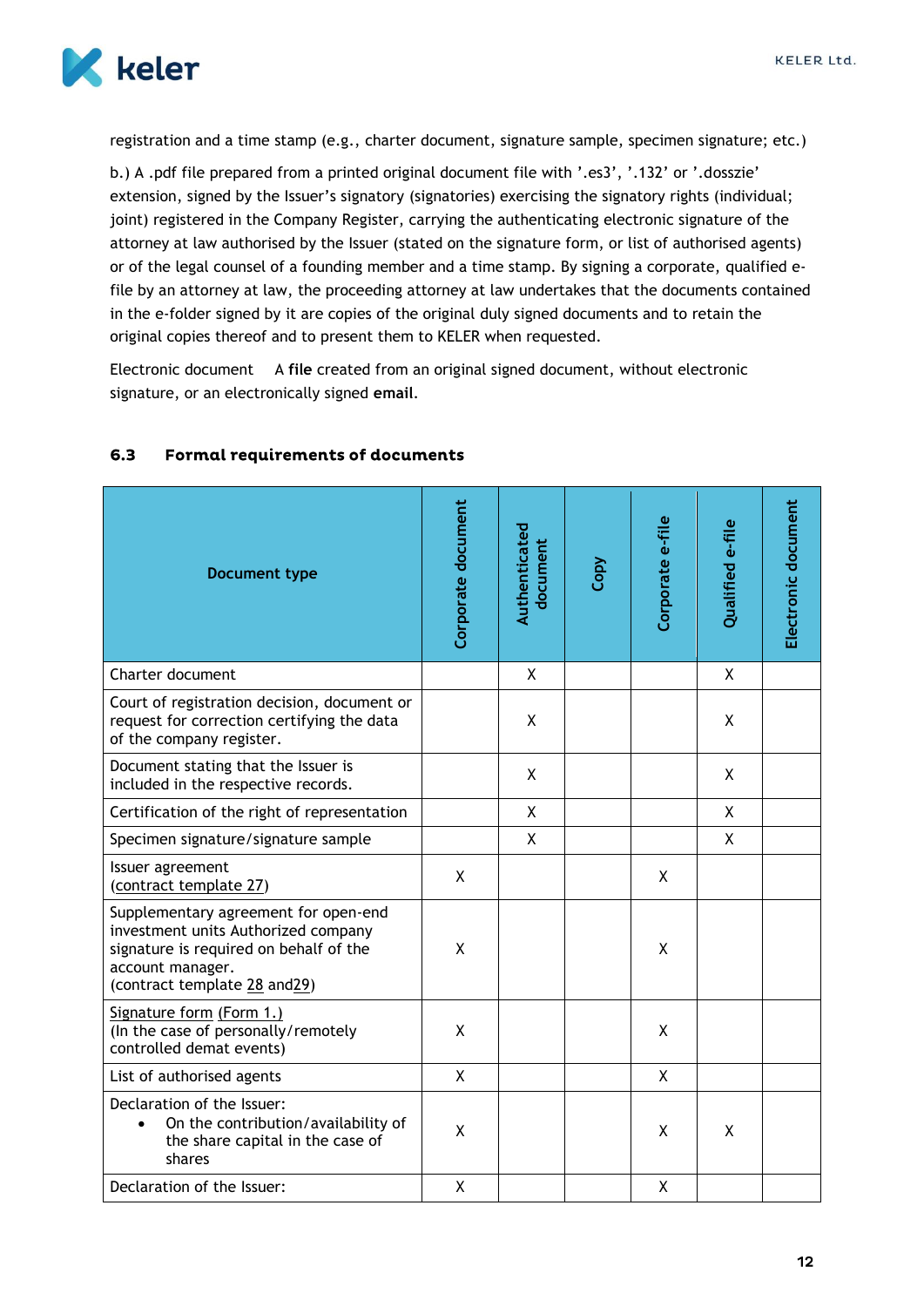registration and a time stamp (e.g., charter document, signature sample, specimen signature; etc.)

b.) A .pdf file prepared from a printed original document file with '.es3', '.132' or '.dosszie' extension, signed by the Issuer's signatory (signatories) exercising the signatory rights (individual; joint) registered in the Company Register, carrying the authenticating electronic signature of the attorney at law authorised by the Issuer (stated on the signature form, or list of authorised agents) or of the legal counsel of a founding member and a time stamp. By signing a corporate, qualified e-file by an attorney at law, the proceeding attorney at law undertakes that the documents contained in the e-folder signed by it are copies of the original duly signed documents and to retain the original copies thereof and to present them to KELER when requested.

Electronic document A **file** created from an original signed document, without electronic signature, or an electronically signed **email**.

### 6.3 Formal requirements of documents

| Document type | Corporate document | Authenticated document | Copy | Corporate e-file | Qualified e-file | Electronic document |
|---|---|---|---|---|---|---|
| Charter document | | X | | | X | |
| Court of registration decision, document or request for correction certifying the data of the company register. | | X | | | X | |
| Document stating that the Issuer is included in the respective records. | | X | | | X | |
| Certification of the right of representation | | X | | | X | |
| Specimen signature/signature sample | | X | | | X | |
| Issuer agreement (contract template 27) | X | | | X | | |
| Supplementary agreement for open-end investment units Authorized company signature is required on behalf of the account manager. (contract template 28 and29) | X | | | X | | |
| Signature form (Form 1.) (In the case of personally/remotely controlled demat events) | X | | | X | | |
| List of authorised agents | X | | | X | | |
| Declaration of the Issuer: <br>• On the contribution/availability of the share capital in the case of shares | X | | | X | X | |
| Declaration of the Issuer: | X | | | X | | |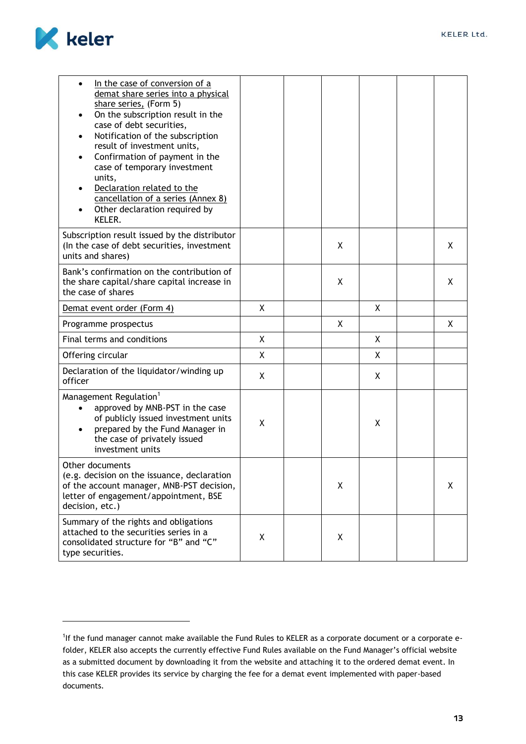| | | | | | | |
|---|---|---|---|---|---|---|
| <ul><li>In the case of conversion of a demat share series into a physical share series, (Form 5)</li><li>On the subscription result in the case of debt securities,</li><li>Notification of the subscription result of investment units,</li><li>Confirmation of payment in the case of temporary investment units,</li><li>Declaration related to the cancellation of a series (Annex 8)</li><li>Other declaration required by KELER.</li></ul> | | | | | | |
| Subscription result issued by the distributor (In the case of debt securities, investment units and shares) | | | X | | | X |
| Bank's confirmation on the contribution of the share capital/share capital increase in the case of shares | | | X | | | X |
| Demat event order (Form 4) | X | | | X | | |
| Programme prospectus | | | X | | | X |
| Final terms and conditions | X | | | X | | |
| Offering circular | X | | | X | | |
| Declaration of the liquidator/winding up officer | X | | | X | | |
| Management Regulation[1]<ul><li>approved by MNB-PST in the case of publicly issued investment units</li><li>prepared by the Fund Manager in the case of privately issued investment units</li></ul> | X | | | X | | |
| Other documents (e.g. decision on the issuance, declaration of the account manager, MNB-PST decision, letter of engagement/appointment, BSE decision, etc.) | | | X | | | X |
| Summary of the rights and obligations attached to the securities series in a consolidated structure for "B" and "C" type securities. | X | | X | | | |

[1]If the fund manager cannot make available the Fund Rules to KELER as a corporate document or a corporate e-folder, KELER also accepts the currently effective Fund Rules available on the Fund Manager's official website as a submitted document by downloading it from the website and attaching it to the ordered demat event. In this case KELER provides its service by charging the fee for a demat event implemented with paper-based documents.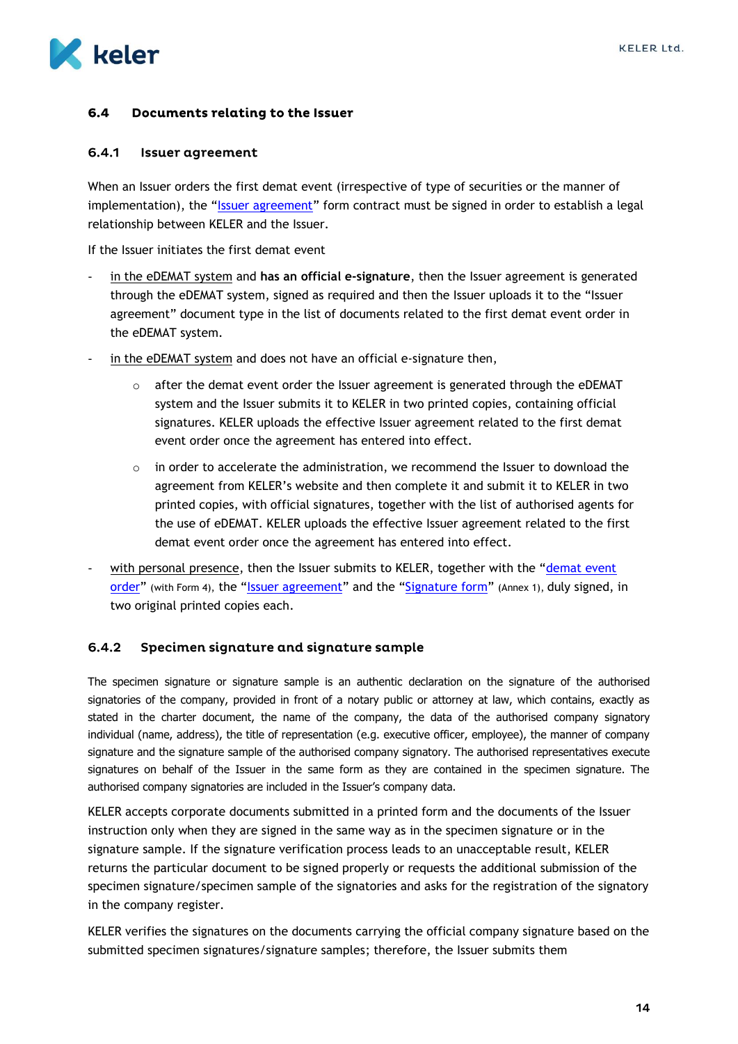### 6.4 Documents relating to the Issuer

#### 6.4.1 Issuer agreement

When an Issuer orders the first demat event (irrespective of type of securities or the manner of implementation), the "Issuer agreement" form contract must be signed in order to establish a legal relationship between KELER and the Issuer.

If the Issuer initiates the first demat event

- in the eDEMAT system and **has an official e-signature**, then the Issuer agreement is generated through the eDEMAT system, signed as required and then the Issuer uploads it to the "Issuer agreement" document type in the list of documents related to the first demat event order in the eDEMAT system.
- in the eDEMAT system and does not have an official e-signature then,
  - after the demat event order the Issuer agreement is generated through the eDEMAT system and the Issuer submits it to KELER in two printed copies, containing official signatures. KELER uploads the effective Issuer agreement related to the first demat event order once the agreement has entered into effect.
  - in order to accelerate the administration, we recommend the Issuer to download the agreement from KELER's website and then complete it and submit it to KELER in two printed copies, with official signatures, together with the list of authorised agents for the use of eDEMAT. KELER uploads the effective Issuer agreement related to the first demat event order once the agreement has entered into effect.
- with personal presence, then the Issuer submits to KELER, together with the "demat event order" (with Form 4), the "Issuer agreement" and the "Signature form" (Annex 1), duly signed, in two original printed copies each.

#### 6.4.2 Specimen signature and signature sample

The specimen signature or signature sample is an authentic declaration on the signature of the authorised signatories of the company, provided in front of a notary public or attorney at law, which contains, exactly as stated in the charter document, the name of the company, the data of the authorised company signatory individual (name, address), the title of representation (e.g. executive officer, employee), the manner of company signature and the signature sample of the authorised company signatory. The authorised representatives execute signatures on behalf of the Issuer in the same form as they are contained in the specimen signature. The authorised company signatories are included in the Issuer's company data.

KELER accepts corporate documents submitted in a printed form and the documents of the Issuer instruction only when they are signed in the same way as in the specimen signature or in the signature sample. If the signature verification process leads to an unacceptable result, KELER returns the particular document to be signed properly or requests the additional submission of the specimen signature/specimen sample of the signatories and asks for the registration of the signatory in the company register.

KELER verifies the signatures on the documents carrying the official company signature based on the submitted specimen signatures/signature samples; therefore, the Issuer submits them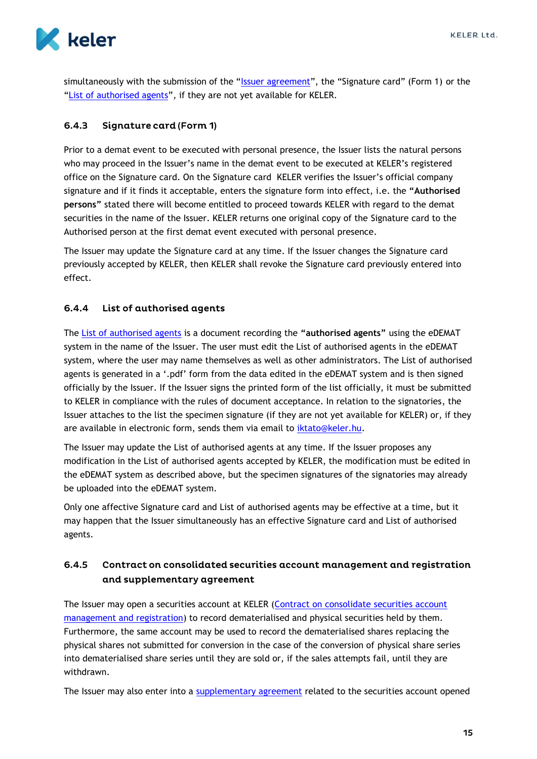simultaneously with the submission of the "Issuer agreement", the "Signature card" (Form 1) or the "List of authorised agents", if they are not yet available for KELER.

#### 6.4.3 Signature card (Form 1)

Prior to a demat event to be executed with personal presence, the Issuer lists the natural persons who may proceed in the Issuer's name in the demat event to be executed at KELER's registered office on the Signature card. On the Signature card KELER verifies the Issuer's official company signature and if it finds it acceptable, enters the signature form into effect, i.e. the **"Authorised persons"** stated there will become entitled to proceed towards KELER with regard to the demat securities in the name of the Issuer. KELER returns one original copy of the Signature card to the Authorised person at the first demat event executed with personal presence.

The Issuer may update the Signature card at any time. If the Issuer changes the Signature card previously accepted by KELER, then KELER shall revoke the Signature card previously entered into effect.

#### 6.4.4 List of authorised agents

The List of authorised agents is a document recording the **"authorised agents"** using the eDEMAT system in the name of the Issuer. The user must edit the List of authorised agents in the eDEMAT system, where the user may name themselves as well as other administrators. The List of authorised agents is generated in a '.pdf' form from the data edited in the eDEMAT system and is then signed officially by the Issuer. If the Issuer signs the printed form of the list officially, it must be submitted to KELER in compliance with the rules of document acceptance. In relation to the signatories, the Issuer attaches to the list the specimen signature (if they are not yet available for KELER) or, if they are available in electronic form, sends them via email to iktato@keler.hu.

The Issuer may update the List of authorised agents at any time. If the Issuer proposes any modification in the List of authorised agents accepted by KELER, the modification must be edited in the eDEMAT system as described above, but the specimen signatures of the signatories may already be uploaded into the eDEMAT system.

Only one affective Signature card and List of authorised agents may be effective at a time, but it may happen that the Issuer simultaneously has an effective Signature card and List of authorised agents.

#### 6.4.5 Contract on consolidated securities account management and registration and supplementary agreement

The Issuer may open a securities account at KELER (Contract on consolidate securities account management and registration) to record dematerialised and physical securities held by them. Furthermore, the same account may be used to record the dematerialised shares replacing the physical shares not submitted for conversion in the case of the conversion of physical share series into dematerialised share series until they are sold or, if the sales attempts fail, until they are withdrawn.

The Issuer may also enter into a supplementary agreement related to the securities account opened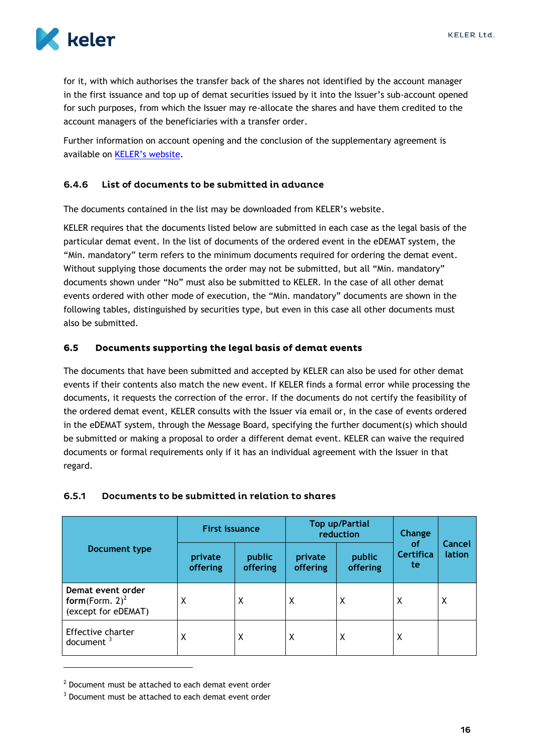for it, with which authorises the transfer back of the shares not identified by the account manager in the first issuance and top up of demat securities issued by it into the Issuer's sub-account opened for such purposes, from which the Issuer may re-allocate the shares and have them credited to the account managers of the beneficiaries with a transfer order.

Further information on account opening and the conclusion of the supplementary agreement is available on KELER's website.

### 6.4.6 List of documents to be submitted in advance

The documents contained in the list may be downloaded from KELER's website.

KELER requires that the documents listed below are submitted in each case as the legal basis of the particular demat event. In the list of documents of the ordered event in the eDEMAT system, the "Min. mandatory" term refers to the minimum documents required for ordering the demat event. Without supplying those documents the order may not be submitted, but all "Min. mandatory" documents shown under "No" must also be submitted to KELER. In the case of all other demat events ordered with other mode of execution, the "Min. mandatory" documents are shown in the following tables, distinguished by securities type, but even in this case all other documents must also be submitted.

## 6.5 Documents supporting the legal basis of demat events

The documents that have been submitted and accepted by KELER can also be used for other demat events if their contents also match the new event. If KELER finds a formal error while processing the documents, it requests the correction of the error. If the documents do not certify the feasibility of the ordered demat event, KELER consults with the Issuer via email or, in the case of events ordered in the eDEMAT system, through the Message Board, specifying the further document(s) which should be submitted or making a proposal to order a different demat event. KELER can waive the required documents or formal requirements only if it has an individual agreement with the Issuer in that regard.

### 6.5.1 Documents to be submitted in relation to shares

| Document type | First issuance | | Top up/Partial reduction | | Change of Certificate | Cancellation |
|---|---|---|---|---|---|---|
| | private offering | public offering | private offering | public offering | | |
| **Demat event order form**(Form. 2)[2] (except for eDEMAT) | X | X | X | X | X | X |
| Effective charter document [3] | X | X | X | X | X | |

[2] Document must be attached to each demat event order

[3] Document must be attached to each demat event order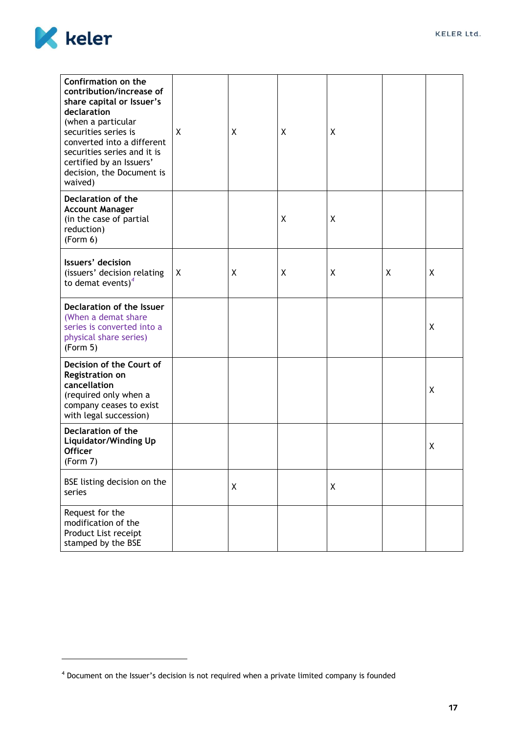| | | | | | | |
|---|---|---|---|---|---|---|
| **Confirmation on the contribution/increase of share capital or Issuer's declaration** (when a particular securities series is converted into a different securities series and it is certified by an Issuers' decision, the Document is waived) | X | X | X | X | | |
| **Declaration of the Account Manager** (in the case of partial reduction) (Form 6) | | | X | X | | |
| **Issuers' decision** (issuers' decision relating to demat events)[4] | X | X | X | X | X | X |
| **Declaration of the Issuer** (When a demat share series is converted into a physical share series) (Form 5) | | | | | | X |
| **Decision of the Court of Registration on cancellation** (required only when a company ceases to exist with legal succession) | | | | | | X |
| **Declaration of the Liquidator/Winding Up Officer** (Form 7) | | | | | | X |
| BSE listing decision on the series | | X | | X | | |
| Request for the modification of the Product List receipt stamped by the BSE | | | | | | |

[4] Document on the Issuer's decision is not required when a private limited company is founded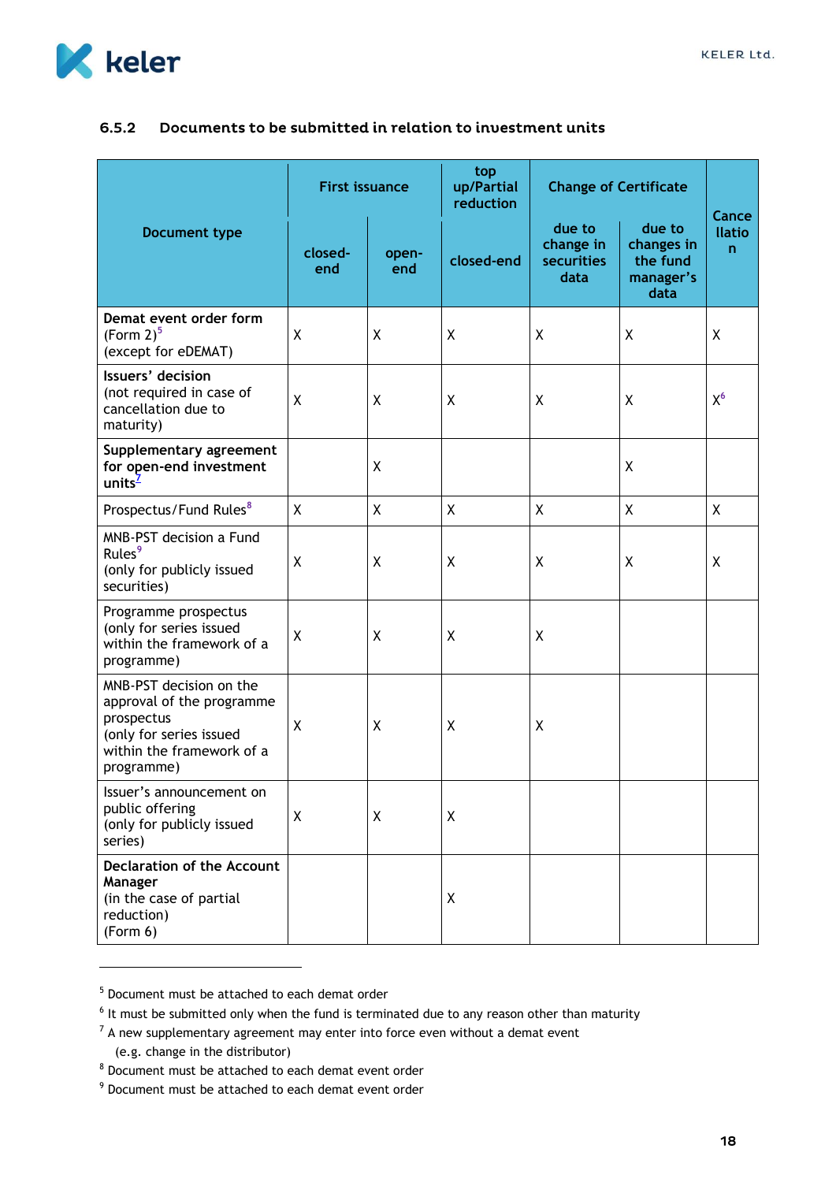### 6.5.2 Documents to be submitted in relation to investment units

| Document type | First issuance | | top up/Partial reduction | Change of Certificate | | Cancellation |
|---|---|---|---|---|---|---|
| | closed-end | open-end | closed-end | due to change in securities data | due to changes in the fund manager's data | |
| **Demat event order form** (Form 2)[5] (except for eDEMAT) | X | X | X | X | X | X |
| **Issuers' decision** (not required in case of cancellation due to maturity) | X | X | X | X | X | X[6] |
| **Supplementary agreement for open-end investment units**[7] | | X | | | X | |
| Prospectus/Fund Rules[8] | X | X | X | X | X | X |
| MNB-PST decision a Fund Rules[9] (only for publicly issued securities) | X | X | X | X | X | X |
| Programme prospectus (only for series issued within the framework of a programme) | X | X | X | X | | |
| MNB-PST decision on the approval of the programme prospectus (only for series issued within the framework of a programme) | X | X | X | X | | |
| Issuer's announcement on public offering (only for publicly issued series) | X | X | X | | | |
| **Declaration of the Account Manager** (in the case of partial reduction) (Form 6) | | | X | | | |

[5] Document must be attached to each demat order

[6] It must be submitted only when the fund is terminated due to any reason other than maturity

[7] A new supplementary agreement may enter into force even without a demat event (e.g. change in the distributor)

[8] Document must be attached to each demat event order

[9] Document must be attached to each demat event order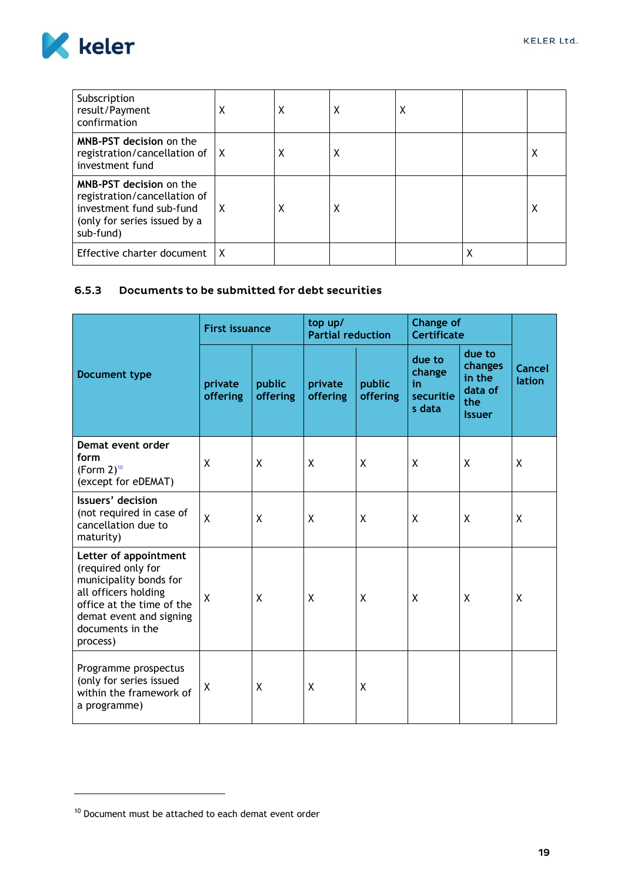| | | | | | | |
|---|---|---|---|---|---|---|
| Subscription result/Payment confirmation | X | X | X | X | | |
| **MNB-PST decision** on the registration/cancellation of investment fund | X | X | X | | | X |
| **MNB-PST decision** on the registration/cancellation of investment fund sub-fund (only for series issued by a sub-fund) | X | X | X | | | X |
| Effective charter document | X | | | | X | |

### 6.5.3 Documents to be submitted for debt securities

| Document type | First issuance | | top up/ Partial reduction | | Change of Certificate | | Cancellation |
|---|---|---|---|---|---|---|---|
| | private offering | public offering | private offering | public offering | due to change in securities data | due to changes in the data of the Issuer | |
| **Demat event order form** (Form 2)[10] (except for eDEMAT) | X | X | X | X | X | X | X |
| **Issuers' decision** (not required in case of cancellation due to maturity) | X | X | X | X | X | X | X |
| **Letter of appointment** (required only for municipality bonds for all officers holding office at the time of the demat event and signing documents in the process) | X | X | X | X | X | X | X |
| Programme prospectus (only for series issued within the framework of a programme) | X | X | X | X | | | |

[10] Document must be attached to each demat event order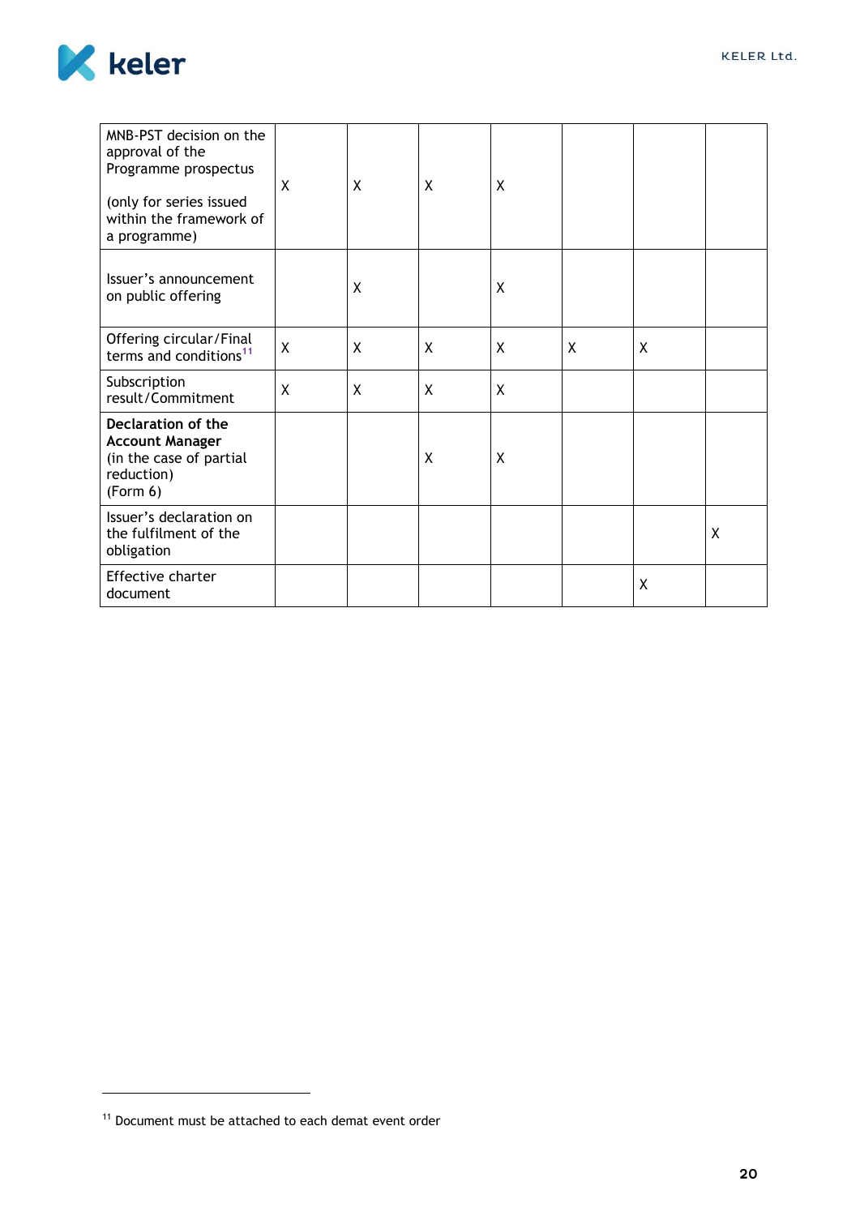| | | | | | | | |
|---|---|---|---|---|---|---|---|
| MNB-PST decision on the approval of the Programme prospectus<br><br>(only for series issued within the framework of a programme) | X | X | X | X | | | |
| Issuer's announcement on public offering | | X | | X | | | |
| Offering circular/Final terms and conditions[11] | X | X | X | X | X | X | |
| Subscription result/Commitment | X | X | X | X | | | |
| **Declaration of the Account Manager** (in the case of partial reduction) (Form 6) | | | X | X | | | |
| Issuer's declaration on the fulfilment of the obligation | | | | | | | X |
| Effective charter document | | | | | | X | |

[11] Document must be attached to each demat event order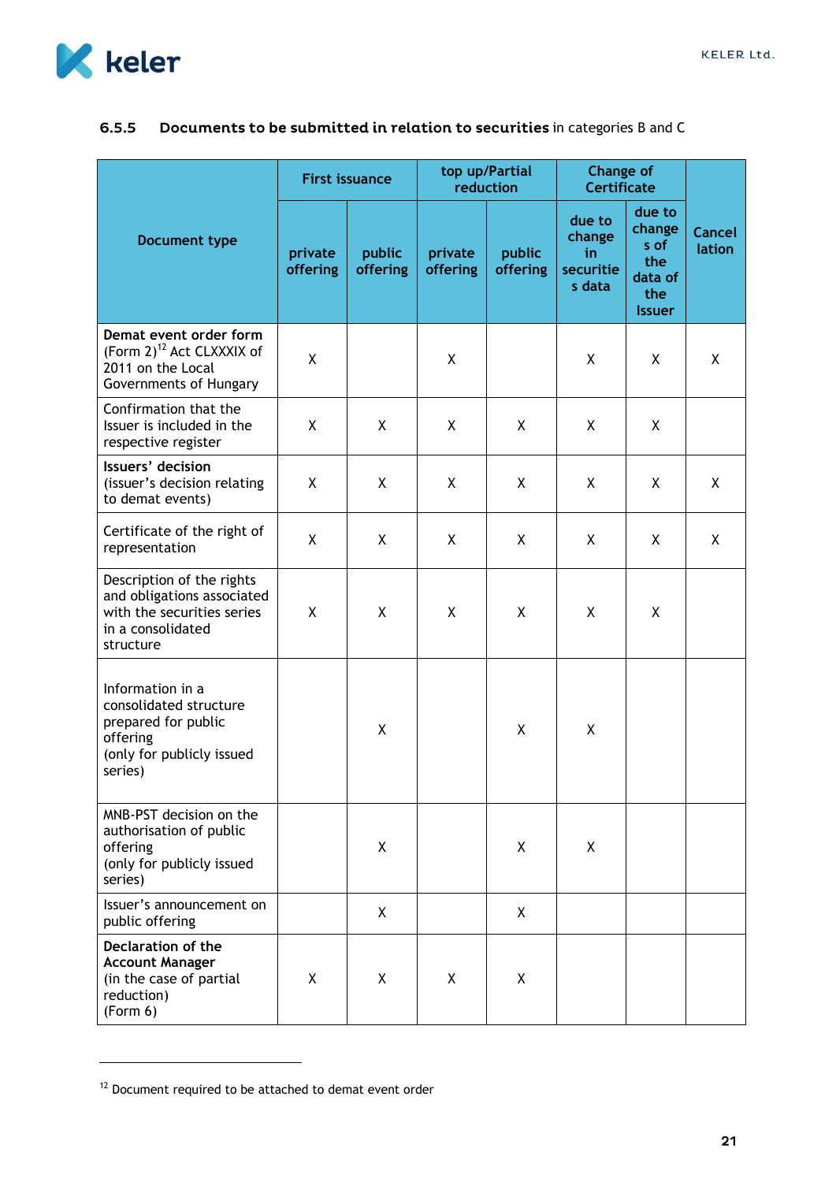### 6.5.5 **Documents to be submitted in relation to securities** in categories B and C

| Document type | First issuance | | top up/Partial reduction | | Change of Certificate | | Cancellation |
|---|---|---|---|---|---|---|---|
| | private offering | public offering | private offering | public offering | due to change in securities data | due to changes of the data of the Issuer | |
| **Demat event order form** (Form 2)[12] Act CLXXXIX of 2011 on the Local Governments of Hungary | X | | X | | X | X | X |
| Confirmation that the Issuer is included in the respective register | X | X | X | X | X | X | |
| **Issuers' decision** (issuer's decision relating to demat events) | X | X | X | X | X | X | X |
| Certificate of the right of representation | X | X | X | X | X | X | X |
| Description of the rights and obligations associated with the securities series in a consolidated structure | X | X | X | X | X | X | |
| Information in a consolidated structure prepared for public offering (only for publicly issued series) | | X | | X | X | | |
| MNB-PST decision on the authorisation of public offering (only for publicly issued series) | | X | | X | X | | |
| Issuer's announcement on public offering | | X | | X | | | |
| **Declaration of the Account Manager** (in the case of partial reduction) (Form 6) | X | X | X | X | | | |

[12] Document required to be attached to demat event order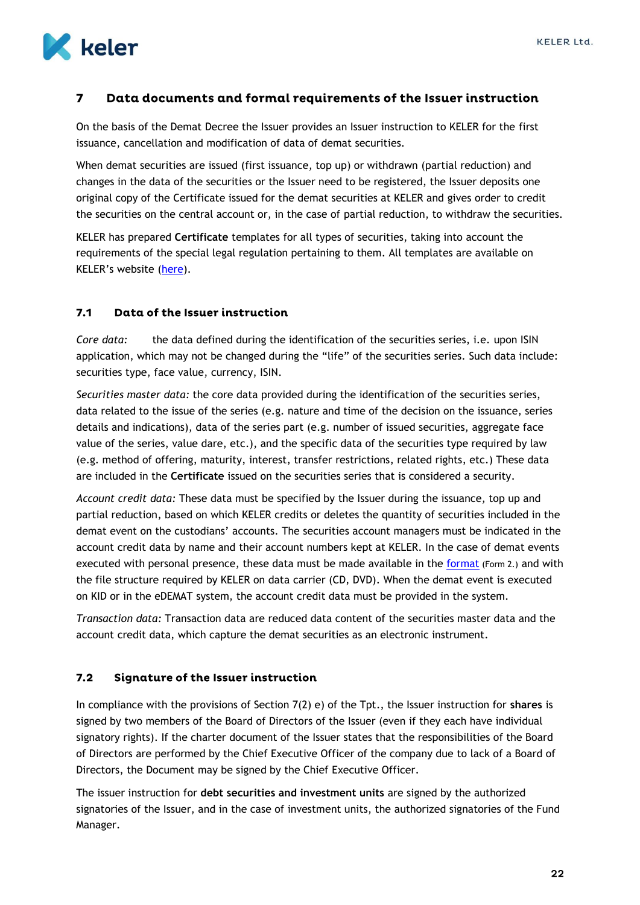## 7 Data documents and formal requirements of the Issuer instruction

On the basis of the Demat Decree the Issuer provides an Issuer instruction to KELER for the first issuance, cancellation and modification of data of demat securities.

When demat securities are issued (first issuance, top up) or withdrawn (partial reduction) and changes in the data of the securities or the Issuer need to be registered, the Issuer deposits one original copy of the Certificate issued for the demat securities at KELER and gives order to credit the securities on the central account or, in the case of partial reduction, to withdraw the securities.

KELER has prepared **Certificate** templates for all types of securities, taking into account the requirements of the special legal regulation pertaining to them. All templates are available on KELER's website (here).

### 7.1 Data of the Issuer instruction

*Core data:* the data defined during the identification of the securities series, i.e. upon ISIN application, which may not be changed during the "life" of the securities series. Such data include: securities type, face value, currency, ISIN.

*Securities master data:* the core data provided during the identification of the securities series, data related to the issue of the series (e.g. nature and time of the decision on the issuance, series details and indications), data of the series part (e.g. number of issued securities, aggregate face value of the series, value dare, etc.), and the specific data of the securities type required by law (e.g. method of offering, maturity, interest, transfer restrictions, related rights, etc.) These data are included in the **Certificate** issued on the securities series that is considered a security.

*Account credit data:* These data must be specified by the Issuer during the issuance, top up and partial reduction, based on which KELER credits or deletes the quantity of securities included in the demat event on the custodians' accounts. The securities account managers must be indicated in the account credit data by name and their account numbers kept at KELER. In the case of demat events executed with personal presence, these data must be made available in the format (Form 2.) and with the file structure required by KELER on data carrier (CD, DVD). When the demat event is executed on KID or in the eDEMAT system, the account credit data must be provided in the system.

*Transaction data:* Transaction data are reduced data content of the securities master data and the account credit data, which capture the demat securities as an electronic instrument.

### 7.2 Signature of the Issuer instruction

In compliance with the provisions of Section 7(2) e) of the Tpt., the Issuer instruction for **shares** is signed by two members of the Board of Directors of the Issuer (even if they each have individual signatory rights). If the charter document of the Issuer states that the responsibilities of the Board of Directors are performed by the Chief Executive Officer of the company due to lack of a Board of Directors, the Document may be signed by the Chief Executive Officer.

The issuer instruction for **debt securities and investment units** are signed by the authorized signatories of the Issuer, and in the case of investment units, the authorized signatories of the Fund Manager.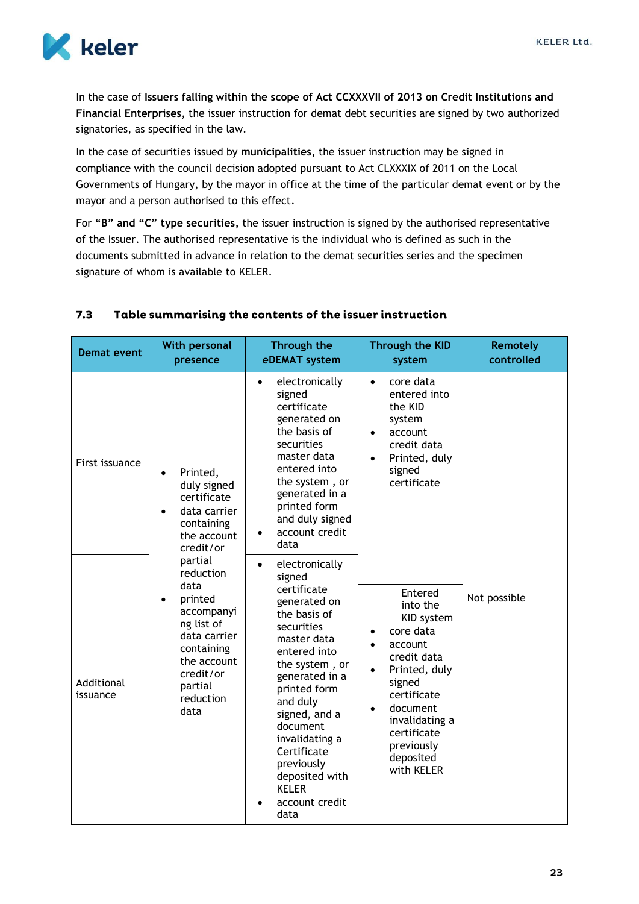In the case of **Issuers falling within the scope of Act CCXXXVII of 2013 on Credit Institutions and Financial Enterprises,** the issuer instruction for demat debt securities are signed by two authorized signatories, as specified in the law.

In the case of securities issued by **municipalities,** the issuer instruction may be signed in compliance with the council decision adopted pursuant to Act CLXXXIX of 2011 on the Local Governments of Hungary, by the mayor in office at the time of the particular demat event or by the mayor and a person authorised to this effect.

For **"B" and "C" type securities,** the issuer instruction is signed by the authorised representative of the Issuer. The authorised representative is the individual who is defined as such in the documents submitted in advance in relation to the demat securities series and the specimen signature of whom is available to KELER.

### 7.3 Table summarising the contents of the issuer instruction

| Demat event | With personal presence | Through the eDEMAT system | Through the KID system | Remotely controlled |
|---|---|---|---|---|
| First issuance | • Printed, duly signed certificate<br>• data carrier containing the account credit/or partial reduction data<br>• printed accompanying list of data carrier containing the account credit/or partial reduction data | • electronically signed certificate generated on the basis of securities master data entered into the system , or generated in a printed form and duly signed<br>• account credit data | • core data entered into the KID system<br>• account credit data<br>• Printed, duly signed certificate | Not possible |
| Additional issuance | | • electronically signed certificate generated on the basis of securities master data entered into the system , or generated in a printed form and duly signed, and a document invalidating a Certificate previously deposited with KELER<br>• account credit data | Entered into the KID system<br>• core data<br>• account credit data<br>• Printed, duly signed certificate<br>• document invalidating a certificate previously deposited with KELER | |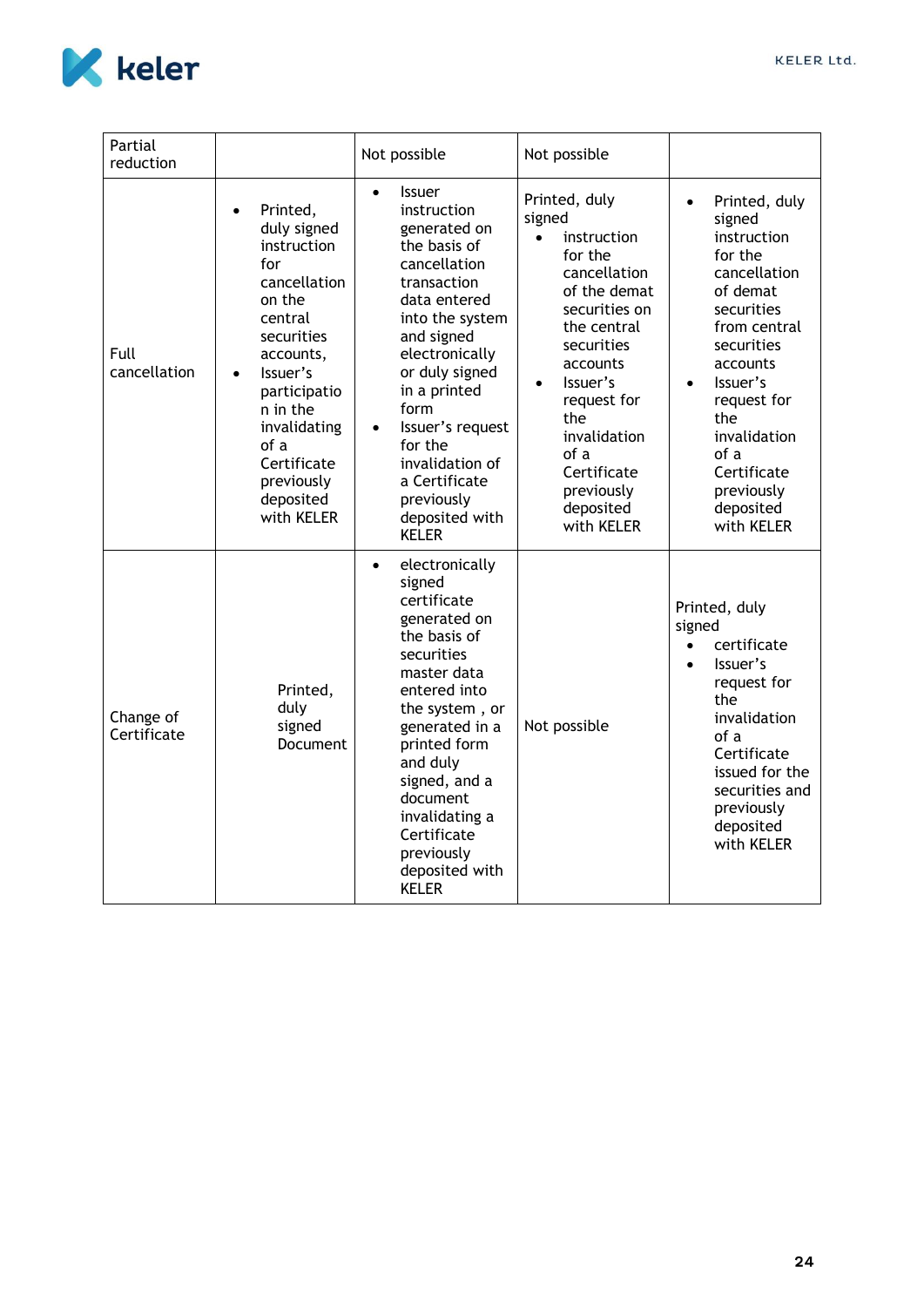| | | | | |
|---|---|---|---|---|
| Partial reduction | | Not possible | Not possible | |
| Full cancellation | • Printed, duly signed instruction for cancellation on the central securities accounts,<br>• Issuer's participation in the invalidating of a Certificate previously deposited with KELER | • Issuer instruction generated on the basis of cancellation transaction data entered into the system and signed electronically or duly signed in a printed form<br>• Issuer's request for the invalidation of a Certificate previously deposited with KELER | Printed, duly signed<br>• instruction for the cancellation of the demat securities on the central securities accounts<br>• Issuer's request for the invalidation of a Certificate previously deposited with KELER | • Printed, duly signed instruction for the cancellation of demat securities from central securities accounts<br>• Issuer's request for the invalidation of a Certificate previously deposited with KELER |
| Change of Certificate | Printed, duly signed Document | • electronically signed certificate generated on the basis of the securities master data entered into the system , or generated in a printed form and duly signed, and a document invalidating a Certificate previously deposited with KELER | Not possible | Printed, duly signed<br>• certificate<br>• Issuer's request for the invalidation of a Certificate issued for the securities and previously deposited with KELER |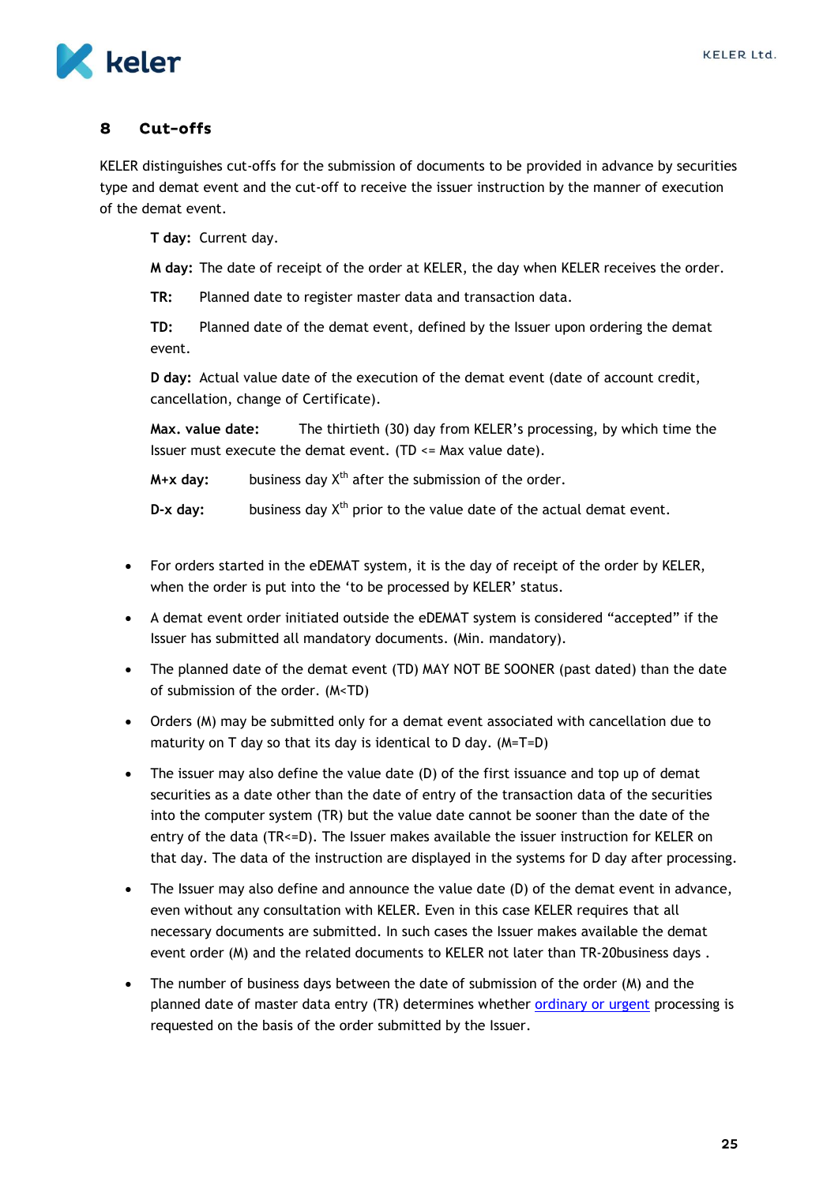## 8 Cut-offs

KELER distinguishes cut-offs for the submission of documents to be provided in advance by securities type and demat event and the cut-off to receive the issuer instruction by the manner of execution of the demat event.

**T day:** Current day.

**M day:** The date of receipt of the order at KELER, the day when KELER receives the order.

**TR:** Planned date to register master data and transaction data.

**TD:** Planned date of the demat event, defined by the Issuer upon ordering the demat event.

**D day:** Actual value date of the execution of the demat event (date of account credit, cancellation, change of Certificate).

**Max. value date:** The thirtieth (30) day from KELER's processing, by which time the Issuer must execute the demat event. (TD <= Max value date).

**M+x day:** business day $X^{th}$ after the submission of the order.

**D-x day:** business day $X^{th}$ prior to the value date of the actual demat event.

- For orders started in the eDEMAT system, it is the day of receipt of the order by KELER, when the order is put into the 'to be processed by KELER' status.
- A demat event order initiated outside the eDEMAT system is considered "accepted" if the Issuer has submitted all mandatory documents. (Min. mandatory).
- The planned date of the demat event (TD) MAY NOT BE SOONER (past dated) than the date of submission of the order. (M<TD)
- Orders (M) may be submitted only for a demat event associated with cancellation due to maturity on T day so that its day is identical to D day. (M=T=D)
- The issuer may also define the value date (D) of the first issuance and top up of demat securities as a date other than the date of entry of the transaction data of the securities into the computer system (TR) but the value date cannot be sooner than the date of the entry of the data (TR<=D). The Issuer makes available the issuer instruction for KELER on that day. The data of the instruction are displayed in the systems for D day after processing.
- The Issuer may also define and announce the value date (D) of the demat event in advance, even without any consultation with KELER. Even in this case KELER requires that all necessary documents are submitted. In such cases the Issuer makes available the demat event order (M) and the related documents to KELER not later than TR-20business days .
- The number of business days between the date of submission of the order (M) and the planned date of master data entry (TR) determines whether ordinary or urgent processing is requested on the basis of the order submitted by the Issuer.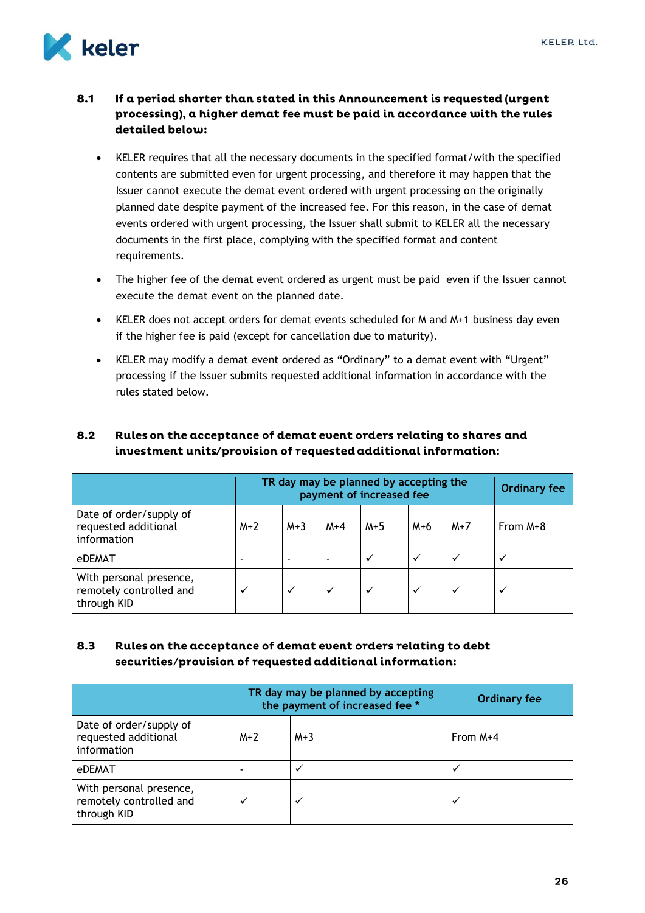### 8.1 If a period shorter than stated in this Announcement is requested (urgent processing), a higher demat fee must be paid in accordance with the rules detailed below:

- KELER requires that all the necessary documents in the specified format/with the specified contents are submitted even for urgent processing, and therefore it may happen that the Issuer cannot execute the demat event ordered with urgent processing on the originally planned date despite payment of the increased fee. For this reason, in the case of demat events ordered with urgent processing, the Issuer shall submit to KELER all the necessary documents in the first place, complying with the specified format and content requirements.
- The higher fee of the demat event ordered as urgent must be paid even if the Issuer cannot execute the demat event on the planned date.
- KELER does not accept orders for demat events scheduled for M and M+1 business day even if the higher fee is paid (except for cancellation due to maturity).
- KELER may modify a demat event ordered as “Ordinary” to a demat event with “Urgent” processing if the Issuer submits requested additional information in accordance with the rules stated below.

### 8.2 Rules on the acceptance of demat event orders relating to shares and investment units/provision of requested additional information:

| | TR day may be planned by accepting the payment of increased fee | | | | | | Ordinary fee |
|---|---|---|---|---|---|---|---|
| Date of order/supply of requested additional information | M+2 | M+3 | M+4 | M+5 | M+6 | M+7 | From M+8 |
| eDEMAT | - | - | - | ✓ | ✓ | ✓ | ✓ |
| With personal presence, remotely controlled and through KID | ✓ | ✓ | ✓ | ✓ | ✓ | ✓ | ✓ |

### 8.3 Rules on the acceptance of demat event orders relating to debt securities/provision of requested additional information:

| | TR day may be planned by accepting the payment of increased fee * | | Ordinary fee |
|---|---|---|---|
| Date of order/supply of requested additional information | M+2 | M+3 | From M+4 |
| eDEMAT | - | ✓ | ✓ |
| With personal presence, remotely controlled and through KID | ✓ | ✓ | ✓ |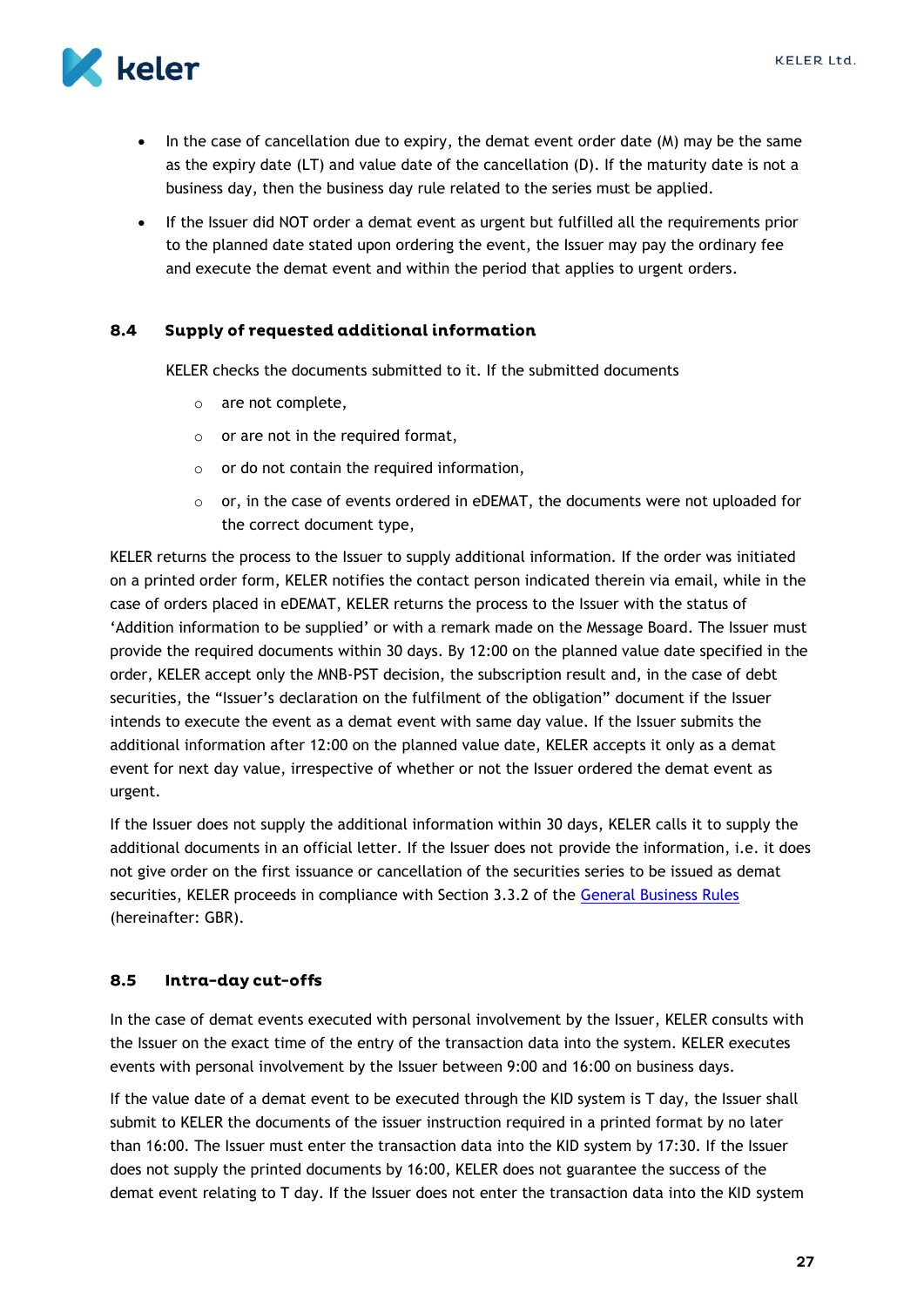- In the case of cancellation due to expiry, the demat event order date (M) may be the same as the expiry date (LT) and value date of the cancellation (D). If the maturity date is not a business day, then the business day rule related to the series must be applied.
- If the Issuer did NOT order a demat event as urgent but fulfilled all the requirements prior to the planned date stated upon ordering the event, the Issuer may pay the ordinary fee and execute the demat event and within the period that applies to urgent orders.

### 8.4 Supply of requested additional information

KELER checks the documents submitted to it. If the submitted documents

- are not complete,
- or are not in the required format,
- or do not contain the required information,
- or, in the case of events ordered in eDEMAT, the documents were not uploaded for the correct document type,

KELER returns the process to the Issuer to supply additional information. If the order was initiated on a printed order form, KELER notifies the contact person indicated therein via email, while in the case of orders placed in eDEMAT, KELER returns the process to the Issuer with the status of 'Addition information to be supplied' or with a remark made on the Message Board. The Issuer must provide the required documents within 30 days. By 12:00 on the planned value date specified in the order, KELER accept only the MNB-PST decision, the subscription result and, in the case of debt securities, the "Issuer's declaration on the fulfilment of the obligation" document if the Issuer intends to execute the event as a demat event with same day value. If the Issuer submits the additional information after 12:00 on the planned value date, KELER accepts it only as a demat event for next day value, irrespective of whether or not the Issuer ordered the demat event as urgent.

If the Issuer does not supply the additional information within 30 days, KELER calls it to supply the additional documents in an official letter. If the Issuer does not provide the information, i.e. it does not give order on the first issuance or cancellation of the securities series to be issued as demat securities, KELER proceeds in compliance with Section 3.3.2 of the General Business Rules (hereinafter: GBR).

### 8.5 Intra-day cut-offs

In the case of demat events executed with personal involvement by the Issuer, KELER consults with the Issuer on the exact time of the entry of the transaction data into the system. KELER executes events with personal involvement by the Issuer between 9:00 and 16:00 on business days.

If the value date of a demat event to be executed through the KID system is T day, the Issuer shall submit to KELER the documents of the issuer instruction required in a printed format by no later than 16:00. The Issuer must enter the transaction data into the KID system by 17:30. If the Issuer does not supply the printed documents by 16:00, KELER does not guarantee the success of the demat event relating to T day. If the Issuer does not enter the transaction data into the KID system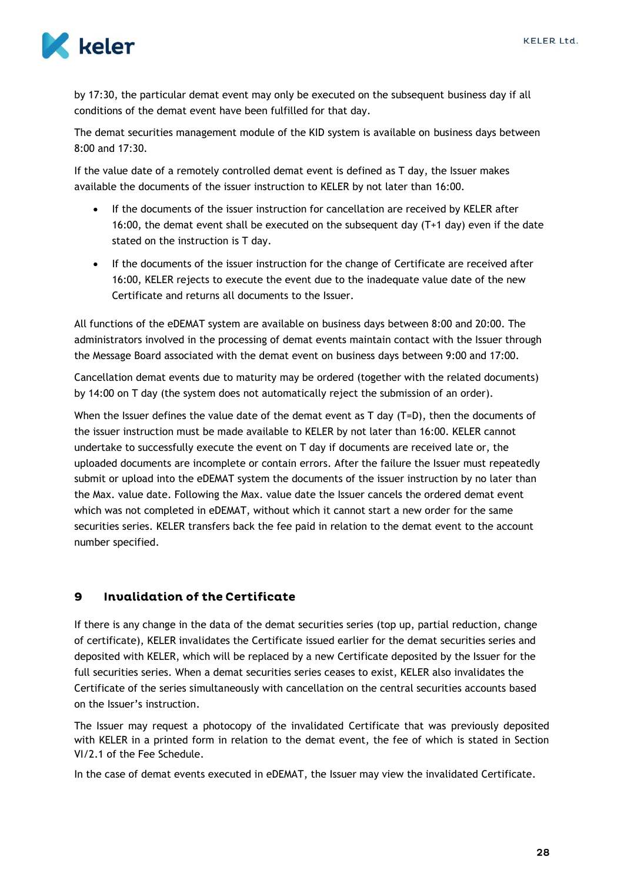by 17:30, the particular demat event may only be executed on the subsequent business day if all conditions of the demat event have been fulfilled for that day.

The demat securities management module of the KID system is available on business days between 8:00 and 17:30.

If the value date of a remotely controlled demat event is defined as T day, the Issuer makes available the documents of the issuer instruction to KELER by not later than 16:00.

- If the documents of the issuer instruction for cancellation are received by KELER after 16:00, the demat event shall be executed on the subsequent day (T+1 day) even if the date stated on the instruction is T day.
- If the documents of the issuer instruction for the change of Certificate are received after 16:00, KELER rejects to execute the event due to the inadequate value date of the new Certificate and returns all documents to the Issuer.

All functions of the eDEMAT system are available on business days between 8:00 and 20:00. The administrators involved in the processing of demat events maintain contact with the Issuer through the Message Board associated with the demat event on business days between 9:00 and 17:00.

Cancellation demat events due to maturity may be ordered (together with the related documents) by 14:00 on T day (the system does not automatically reject the submission of an order).

When the Issuer defines the value date of the demat event as T day (T=D), then the documents of the issuer instruction must be made available to KELER by not later than 16:00. KELER cannot undertake to successfully execute the event on T day if documents are received late or, the uploaded documents are incomplete or contain errors. After the failure the Issuer must repeatedly submit or upload into the eDEMAT system the documents of the issuer instruction by no later than the Max. value date. Following the Max. value date the Issuer cancels the ordered demat event which was not completed in eDEMAT, without which it cannot start a new order for the same securities series. KELER transfers back the fee paid in relation to the demat event to the account number specified.

## 9 Invalidation of the Certificate

If there is any change in the data of the demat securities series (top up, partial reduction, change of certificate), KELER invalidates the Certificate issued earlier for the demat securities series and deposited with KELER, which will be replaced by a new Certificate deposited by the Issuer for the full securities series. When a demat securities series ceases to exist, KELER also invalidates the Certificate of the series simultaneously with cancellation on the central securities accounts based on the Issuer's instruction.

The Issuer may request a photocopy of the invalidated Certificate that was previously deposited with KELER in a printed form in relation to the demat event, the fee of which is stated in Section VI/2.1 of the Fee Schedule.

In the case of demat events executed in eDEMAT, the Issuer may view the invalidated Certificate.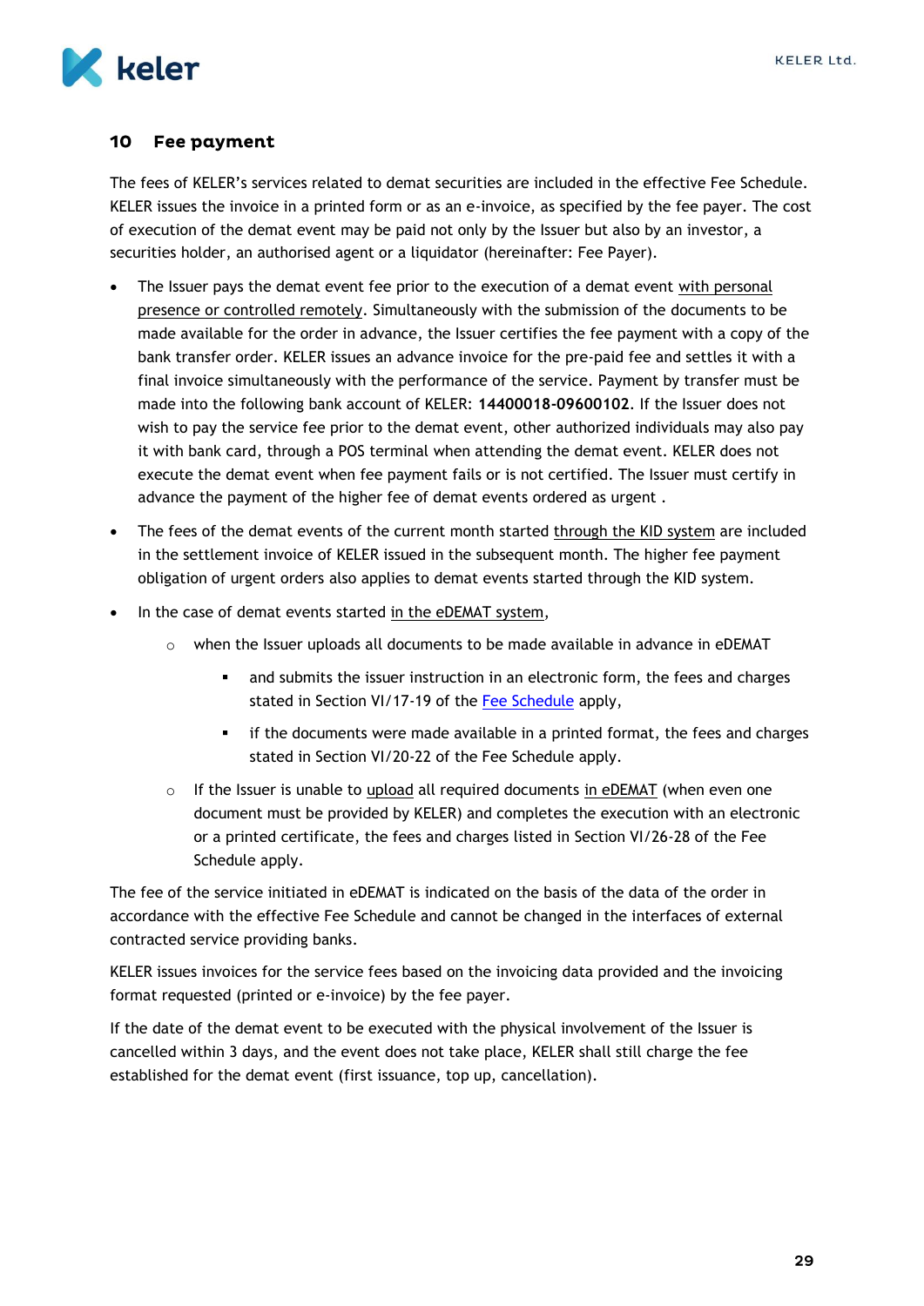## 10 Fee payment

The fees of KELER's services related to demat securities are included in the effective Fee Schedule. KELER issues the invoice in a printed form or as an e-invoice, as specified by the fee payer. The cost of execution of the demat event may be paid not only by the Issuer but also by an investor, a securities holder, an authorised agent or a liquidator (hereinafter: Fee Payer).

- The Issuer pays the demat event fee prior to the execution of a demat event with personal presence or controlled remotely. Simultaneously with the submission of the documents to be made available for the order in advance, the Issuer certifies the fee payment with a copy of the bank transfer order. KELER issues an advance invoice for the pre-paid fee and settles it with a final invoice simultaneously with the performance of the service. Payment by transfer must be made into the following bank account of KELER: **14400018-09600102**. If the Issuer does not wish to pay the service fee prior to the demat event, other authorized individuals may also pay it with bank card, through a POS terminal when attending the demat event. KELER does not execute the demat event when fee payment fails or is not certified. The Issuer must certify in advance the payment of the higher fee of demat events ordered as urgent .
- The fees of the demat events of the current month started through the KID system are included in the settlement invoice of KELER issued in the subsequent month. The higher fee payment obligation of urgent orders also applies to demat events started through the KID system.
- In the case of demat events started in the eDEMAT system,
  - when the Issuer uploads all documents to be made available in advance in eDEMAT
    - and submits the issuer instruction in an electronic form, the fees and charges stated in Section VI/17-19 of the Fee Schedule apply,
    - if the documents were made available in a printed format, the fees and charges stated in Section VI/20-22 of the Fee Schedule apply.
  - If the Issuer is unable to upload all required documents in eDEMAT (when even one document must be provided by KELER) and completes the execution with an electronic or a printed certificate, the fees and charges listed in Section VI/26-28 of the Fee Schedule apply.

The fee of the service initiated in eDEMAT is indicated on the basis of the data of the order in accordance with the effective Fee Schedule and cannot be changed in the interfaces of external contracted service providing banks.

KELER issues invoices for the service fees based on the invoicing data provided and the invoicing format requested (printed or e-invoice) by the fee payer.

If the date of the demat event to be executed with the physical involvement of the Issuer is cancelled within 3 days, and the event does not take place, KELER shall still charge the fee established for the demat event (first issuance, top up, cancellation).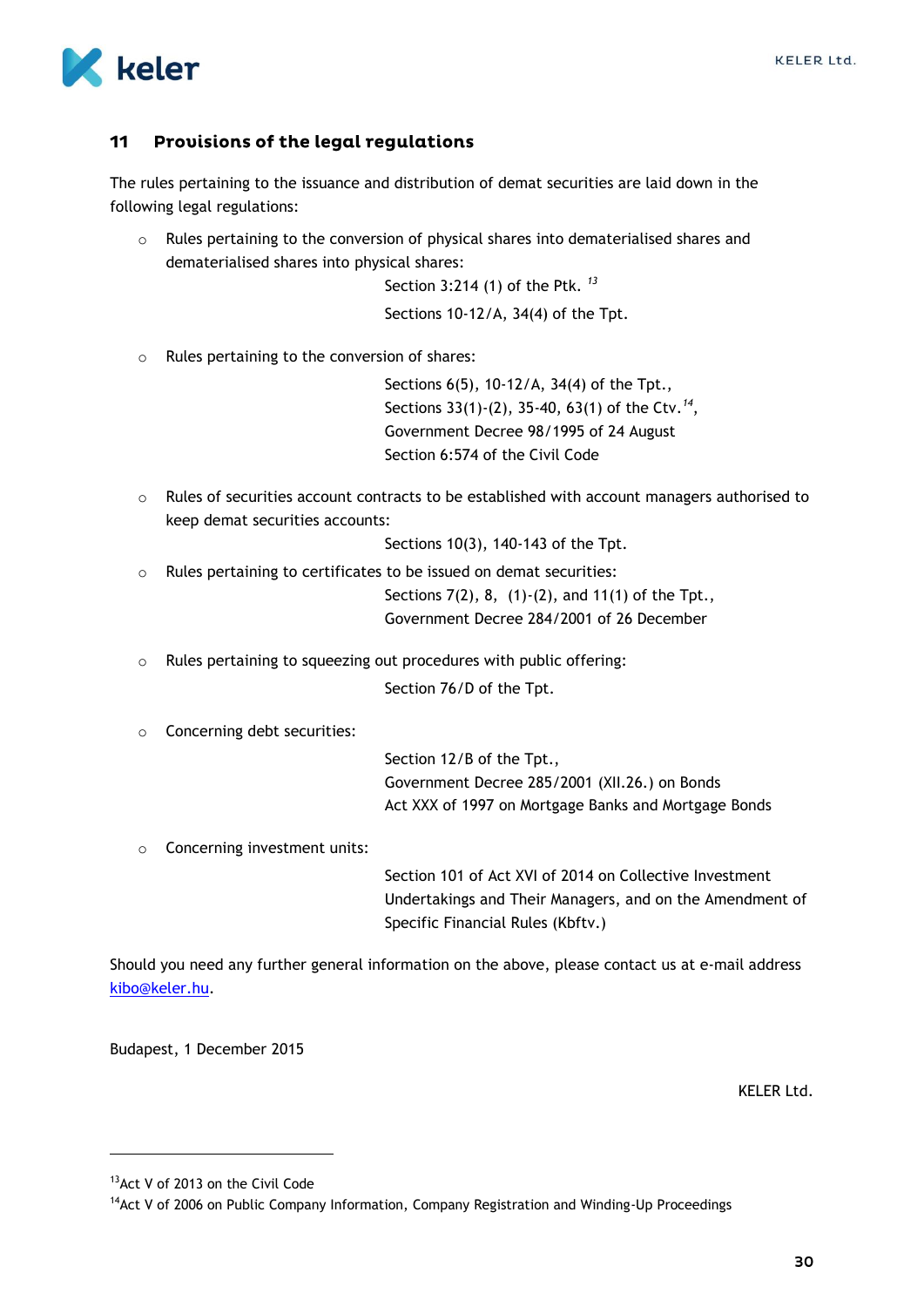## 11 Provisions of the legal regulations

The rules pertaining to the issuance and distribution of demat securities are laid down in the following legal regulations:

- Rules pertaining to the conversion of physical shares into dematerialised shares and dematerialised shares into physical shares:

  Section 3:214 (1) of the Ptk. [13]

  Sections 10-12/A, 34(4) of the Tpt.

- Rules pertaining to the conversion of shares:

  Sections 6(5), 10-12/A, 34(4) of the Tpt.,
  Sections 33(1)-(2), 35-40, 63(1) of the Ctv.[14],
  Government Decree 98/1995 of 24 August
  Section 6:574 of the Civil Code

- Rules of securities account contracts to be established with account managers authorised to keep demat securities accounts:

  Sections 10(3), 140-143 of the Tpt.

- Rules pertaining to certificates to be issued on demat securities:

  Sections 7(2), 8, (1)-(2), and 11(1) of the Tpt.,
  Government Decree 284/2001 of 26 December

- Rules pertaining to squeezing out procedures with public offering:

  Section 76/D of the Tpt.

- Concerning debt securities:

  Section 12/B of the Tpt.,
  Government Decree 285/2001 (XII.26.) on Bonds
  Act XXX of 1997 on Mortgage Banks and Mortgage Bonds

- Concerning investment units:

  Section 101 of Act XVI of 2014 on Collective Investment Undertakings and Their Managers, and on the Amendment of Specific Financial Rules (Kbftv.)

Should you need any further general information on the above, please contact us at e-mail address kibo@keler.hu.

Budapest, 1 December 2015

KELER Ltd.

[13] Act V of 2013 on the Civil Code

[14] Act V of 2006 on Public Company Information, Company Registration and Winding-Up Proceedings